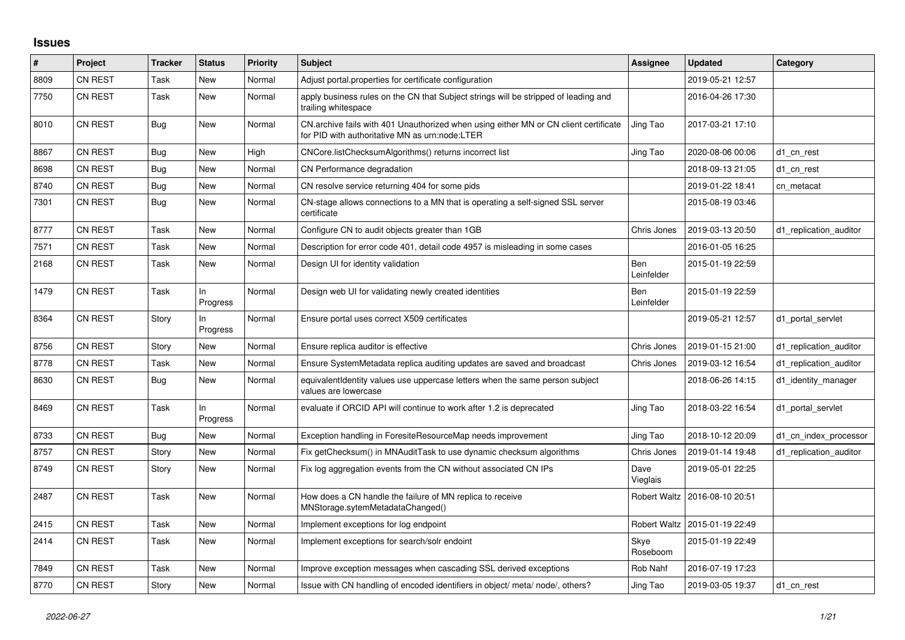# Issues

| # | Project | Tracker | Status | Priority | Subject | Assignee | Updated | Category |
|---|---|---|---|---|---|---|---|---|
| 8809 | CN REST | Task | New | Normal | Adjust portal.properties for certificate configuration | | 2019-05-21 12:57 | |
| 7750 | CN REST | Task | New | Normal | apply business rules on the CN that Subject strings will be stripped of leading and trailing whitespace | | 2016-04-26 17:30 | |
| 8010 | CN REST | Bug | New | Normal | CN.archive fails with 401 Unauthorized when using either MN or CN client certificate for PID with authoritative MN as urn:node:LTER | Jing Tao | 2017-03-21 17:10 | |
| 8867 | CN REST | Bug | New | High | CNCore.listChecksumAlgorithms() returns incorrect list | Jing Tao | 2020-08-06 00:06 | d1_cn_rest |
| 8698 | CN REST | Bug | New | Normal | CN Performance degradation | | 2018-09-13 21:05 | d1_cn_rest |
| 8740 | CN REST | Bug | New | Normal | CN resolve service returning 404 for some pids | | 2019-01-22 18:41 | cn_metacat |
| 7301 | CN REST | Bug | New | Normal | CN-stage allows connections to a MN that is operating a self-signed SSL server certificate | | 2015-08-19 03:46 | |
| 8777 | CN REST | Task | New | Normal | Configure CN to audit objects greater than 1GB | Chris Jones | 2019-03-13 20:50 | d1_replication_auditor |
| 7571 | CN REST | Task | New | Normal | Description for error code 401, detail code 4957 is misleading in some cases | | 2016-01-05 16:25 | |
| 2168 | CN REST | Task | New | Normal | Design UI for identity validation | Ben Leinfelder | 2015-01-19 22:59 | |
| 1479 | CN REST | Task | In Progress | Normal | Design web UI for validating newly created identities | Ben Leinfelder | 2015-01-19 22:59 | |
| 8364 | CN REST | Story | In Progress | Normal | Ensure portal uses correct X509 certificates | | 2019-05-21 12:57 | d1_portal_servlet |
| 8756 | CN REST | Story | New | Normal | Ensure replica auditor is effective | Chris Jones | 2019-01-15 21:00 | d1_replication_auditor |
| 8778 | CN REST | Task | New | Normal | Ensure SystemMetadata replica auditing updates are saved and broadcast | Chris Jones | 2019-03-12 16:54 | d1_replication_auditor |
| 8630 | CN REST | Bug | New | Normal | equivalentIdentity values use uppercase letters when the same person subject values are lowercase | | 2018-06-26 14:15 | d1_identity_manager |
| 8469 | CN REST | Task | In Progress | Normal | evaluate if ORCID API will continue to work after 1.2 is deprecated | Jing Tao | 2018-03-22 16:54 | d1_portal_servlet |
| 8733 | CN REST | Bug | New | Normal | Exception handling in ForesiteResourceMap needs improvement | Jing Tao | 2018-10-12 20:09 | d1_cn_index_processor |
| 8757 | CN REST | Story | New | Normal | Fix getChecksum() in MNAuditTask to use dynamic checksum algorithms | Chris Jones | 2019-01-14 19:48 | d1_replication_auditor |
| 8749 | CN REST | Story | New | Normal | Fix log aggregation events from the CN without associated CN IPs | Dave Vieglais | 2019-05-01 22:25 | |
| 2487 | CN REST | Task | New | Normal | How does a CN handle the failure of MN replica to receive MNStorage.sytemMetadataChanged() | Robert Waltz | 2016-08-10 20:51 | |
| 2415 | CN REST | Task | New | Normal | Implement exceptions for log endpoint | Robert Waltz | 2015-01-19 22:49 | |
| 2414 | CN REST | Task | New | Normal | Implement exceptions for search/solr endoint | Skye Roseboom | 2015-01-19 22:49 | |
| 7849 | CN REST | Task | New | Normal | Improve exception messages when cascading SSL derived exceptions | Rob Nahf | 2016-07-19 17:23 | |
| 8770 | CN REST | Story | New | Normal | Issue with CN handling of encoded identifiers in object/ meta/ node/, others? | Jing Tao | 2019-03-05 19:37 | d1_cn_rest |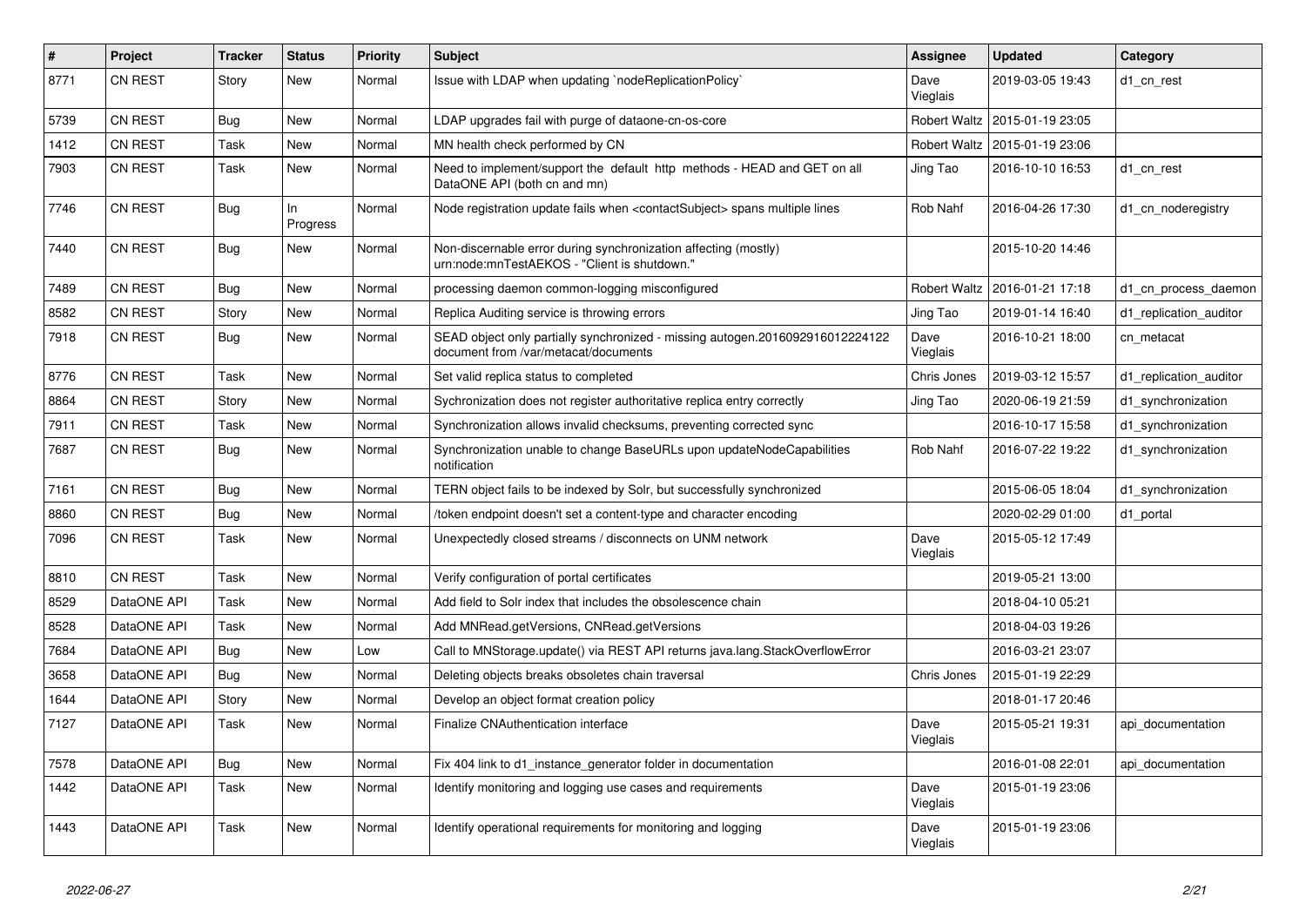| # | Project | Tracker | Status | Priority | Subject | Assignee | Updated | Category |
|---|---|---|---|---|---|---|---|---|
| 8771 | CN REST | Story | New | Normal | Issue with LDAP when updating `nodeReplicationPolicy` | Dave Vieglais | 2019-03-05 19:43 | d1_cn_rest |
| 5739 | CN REST | Bug | New | Normal | LDAP upgrades fail with purge of dataone-cn-os-core | Robert Waltz | 2015-01-19 23:05 | |
| 1412 | CN REST | Task | New | Normal | MN health check performed by CN | Robert Waltz | 2015-01-19 23:06 | |
| 7903 | CN REST | Task | New | Normal | Need to implement/support the default http methods - HEAD and GET on all DataONE API (both cn and mn) | Jing Tao | 2016-10-10 16:53 | d1_cn_rest |
| 7746 | CN REST | Bug | In Progress | Normal | Node registration update fails when <contactSubject> spans multiple lines | Rob Nahf | 2016-04-26 17:30 | d1_cn_noderegistry |
| 7440 | CN REST | Bug | New | Normal | Non-discernable error during synchronization affecting (mostly) urn:node:mnTestAEKOS - "Client is shutdown." | | 2015-10-20 14:46 | |
| 7489 | CN REST | Bug | New | Normal | processing daemon common-logging misconfigured | Robert Waltz | 2016-01-21 17:18 | d1_cn_process_daemon |
| 8582 | CN REST | Story | New | Normal | Replica Auditing service is throwing errors | Jing Tao | 2019-01-14 16:40 | d1_replication_auditor |
| 7918 | CN REST | Bug | New | Normal | SEAD object only partially synchronized - missing autogen.2016092916012224122 document from /var/metacat/documents | Dave Vieglais | 2016-10-21 18:00 | cn_metacat |
| 8776 | CN REST | Task | New | Normal | Set valid replica status to completed | Chris Jones | 2019-03-12 15:57 | d1_replication_auditor |
| 8864 | CN REST | Story | New | Normal | Sychronization does not register authoritative replica entry correctly | Jing Tao | 2020-06-19 21:59 | d1_synchronization |
| 7911 | CN REST | Task | New | Normal | Synchronization allows invalid checksums, preventing corrected sync | | 2016-10-17 15:58 | d1_synchronization |
| 7687 | CN REST | Bug | New | Normal | Synchronization unable to change BaseURLs upon updateNodeCapabilities notification | Rob Nahf | 2016-07-22 19:22 | d1_synchronization |
| 7161 | CN REST | Bug | New | Normal | TERN object fails to be indexed by Solr, but successfully synchronized | | 2015-06-05 18:04 | d1_synchronization |
| 8860 | CN REST | Bug | New | Normal | /token endpoint doesn't set a content-type and character encoding | | 2020-02-29 01:00 | d1_portal |
| 7096 | CN REST | Task | New | Normal | Unexpectedly closed streams / disconnects on UNM network | Dave Vieglais | 2015-05-12 17:49 | |
| 8810 | CN REST | Task | New | Normal | Verify configuration of portal certificates | | 2019-05-21 13:00 | |
| 8529 | DataONE API | Task | New | Normal | Add field to Solr index that includes the obsolescence chain | | 2018-04-10 05:21 | |
| 8528 | DataONE API | Task | New | Normal | Add MNRead.getVersions, CNRead.getVersions | | 2018-04-03 19:26 | |
| 7684 | DataONE API | Bug | New | Low | Call to MNStorage.update() via REST API returns java.lang.StackOverflowError | | 2016-03-21 23:07 | |
| 3658 | DataONE API | Bug | New | Normal | Deleting objects breaks obsoletes chain traversal | Chris Jones | 2015-01-19 22:29 | |
| 1644 | DataONE API | Story | New | Normal | Develop an object format creation policy | | 2018-01-17 20:46 | |
| 7127 | DataONE API | Task | New | Normal | Finalize CNAuthentication interface | Dave Vieglais | 2015-05-21 19:31 | api_documentation |
| 7578 | DataONE API | Bug | New | Normal | Fix 404 link to d1_instance_generator folder in documentation | | 2016-01-08 22:01 | api_documentation |
| 1442 | DataONE API | Task | New | Normal | Identify monitoring and logging use cases and requirements | Dave Vieglais | 2015-01-19 23:06 | |
| 1443 | DataONE API | Task | New | Normal | Identify operational requirements for monitoring and logging | Dave Vieglais | 2015-01-19 23:06 | |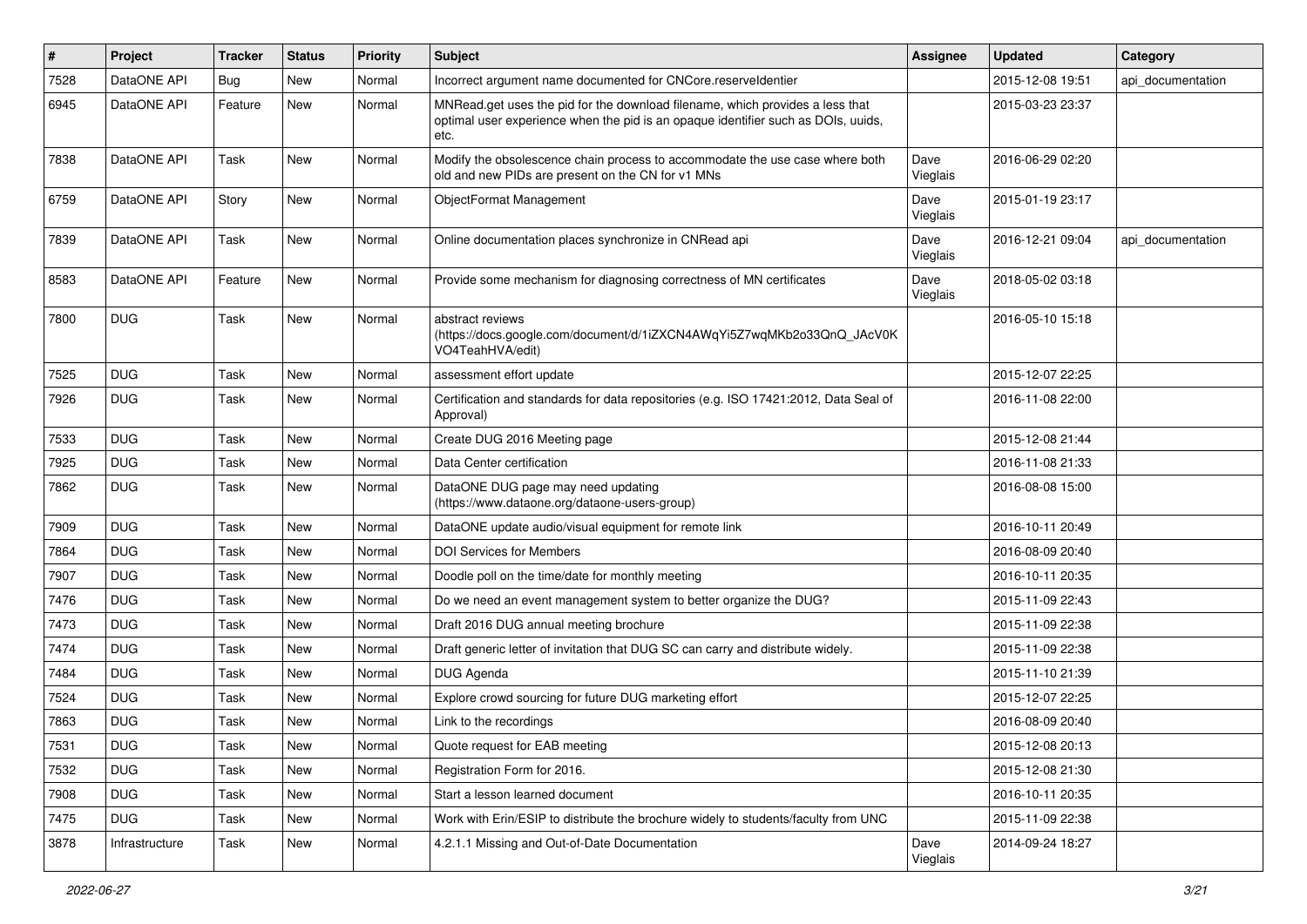| # | Project | Tracker | Status | Priority | Subject | Assignee | Updated | Category |
|---|---|---|---|---|---|---|---|---|
| 7528 | DataONE API | Bug | New | Normal | Incorrect argument name documented for CNCore.reserveIdentier | | 2015-12-08 19:51 | api_documentation |
| 6945 | DataONE API | Feature | New | Normal | MNRead.get uses the pid for the download filename, which provides a less that optimal user experience when the pid is an opaque identifier such as DOIs, uuids, etc. | | 2015-03-23 23:37 | |
| 7838 | DataONE API | Task | New | Normal | Modify the obsolescence chain process to accommodate the use case where both old and new PIDs are present on the CN for v1 MNs | Dave Vieglais | 2016-06-29 02:20 | |
| 6759 | DataONE API | Story | New | Normal | ObjectFormat Management | Dave Vieglais | 2015-01-19 23:17 | |
| 7839 | DataONE API | Task | New | Normal | Online documentation places synchronize in CNRead api | Dave Vieglais | 2016-12-21 09:04 | api_documentation |
| 8583 | DataONE API | Feature | New | Normal | Provide some mechanism for diagnosing correctness of MN certificates | Dave Vieglais | 2018-05-02 03:18 | |
| 7800 | DUG | Task | New | Normal | abstract reviews (https://docs.google.com/document/d/1iZXCN4AWqYi5Z7wqMKb2o33QnQ_JAcV0KVO4TeahHVA/edit) | | 2016-05-10 15:18 | |
| 7525 | DUG | Task | New | Normal | assessment effort update | | 2015-12-07 22:25 | |
| 7926 | DUG | Task | New | Normal | Certification and standards for data repositories (e.g. ISO 17421:2012, Data Seal of Approval) | | 2016-11-08 22:00 | |
| 7533 | DUG | Task | New | Normal | Create DUG 2016 Meeting page | | 2015-12-08 21:44 | |
| 7925 | DUG | Task | New | Normal | Data Center certification | | 2016-11-08 21:33 | |
| 7862 | DUG | Task | New | Normal | DataONE DUG page may need updating (https://www.dataone.org/dataone-users-group) | | 2016-08-08 15:00 | |
| 7909 | DUG | Task | New | Normal | DataONE update audio/visual equipment for remote link | | 2016-10-11 20:49 | |
| 7864 | DUG | Task | New | Normal | DOI Services for Members | | 2016-08-09 20:40 | |
| 7907 | DUG | Task | New | Normal | Doodle poll on the time/date for monthly meeting | | 2016-10-11 20:35 | |
| 7476 | DUG | Task | New | Normal | Do we need an event management system to better organize the DUG? | | 2015-11-09 22:43 | |
| 7473 | DUG | Task | New | Normal | Draft 2016 DUG annual meeting brochure | | 2015-11-09 22:38 | |
| 7474 | DUG | Task | New | Normal | Draft generic letter of invitation that DUG SC can carry and distribute widely. | | 2015-11-09 22:38 | |
| 7484 | DUG | Task | New | Normal | DUG Agenda | | 2015-11-10 21:39 | |
| 7524 | DUG | Task | New | Normal | Explore crowd sourcing for future DUG marketing effort | | 2015-12-07 22:25 | |
| 7863 | DUG | Task | New | Normal | Link to the recordings | | 2016-08-09 20:40 | |
| 7531 | DUG | Task | New | Normal | Quote request for EAB meeting | | 2015-12-08 20:13 | |
| 7532 | DUG | Task | New | Normal | Registration Form for 2016. | | 2015-12-08 21:30 | |
| 7908 | DUG | Task | New | Normal | Start a lesson learned document | | 2016-10-11 20:35 | |
| 7475 | DUG | Task | New | Normal | Work with Erin/ESIP to distribute the brochure widely to students/faculty from UNC | | 2015-11-09 22:38 | |
| 3878 | Infrastructure | Task | New | Normal | 4.2.1.1 Missing and Out-of-Date Documentation | Dave Vieglais | 2014-09-24 18:27 | |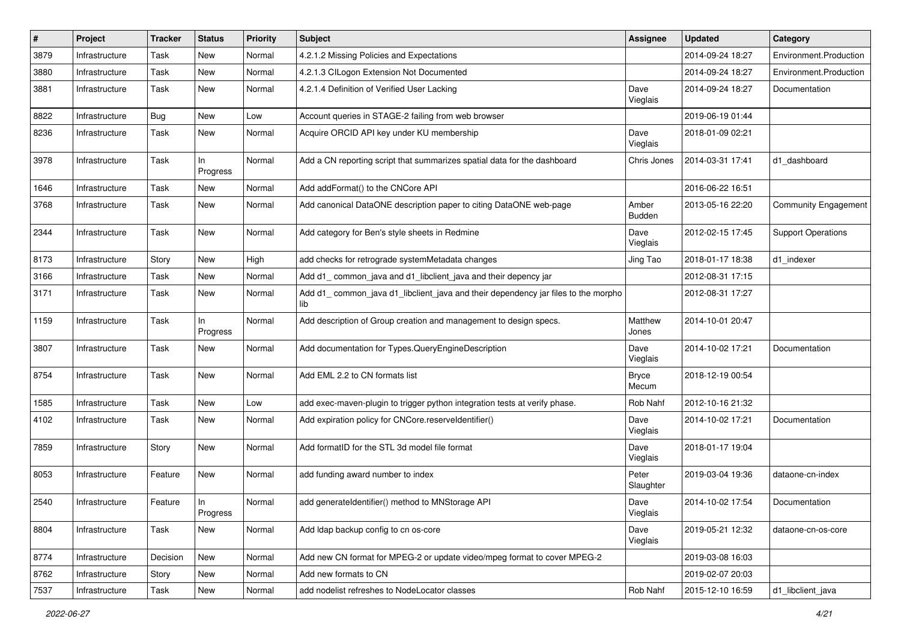| # | Project | Tracker | Status | Priority | Subject | Assignee | Updated | Category |
|---|---|---|---|---|---|---|---|---|
| 3879 | Infrastructure | Task | New | Normal | 4.2.1.2 Missing Policies and Expectations | | 2014-09-24 18:27 | Environment.Production |
| 3880 | Infrastructure | Task | New | Normal | 4.2.1.3 CILogon Extension Not Documented | | 2014-09-24 18:27 | Environment.Production |
| 3881 | Infrastructure | Task | New | Normal | 4.2.1.4 Definition of Verified User Lacking | Dave Vieglais | 2014-09-24 18:27 | Documentation |
| 8822 | Infrastructure | Bug | New | Low | Account queries in STAGE-2 failing from web browser | | 2019-06-19 01:44 | |
| 8236 | Infrastructure | Task | New | Normal | Acquire ORCID API key under KU membership | Dave Vieglais | 2018-01-09 02:21 | |
| 3978 | Infrastructure | Task | In Progress | Normal | Add a CN reporting script that summarizes spatial data for the dashboard | Chris Jones | 2014-03-31 17:41 | d1_dashboard |
| 1646 | Infrastructure | Task | New | Normal | Add addFormat() to the CNCore API | | 2016-06-22 16:51 | |
| 3768 | Infrastructure | Task | New | Normal | Add canonical DataONE description paper to citing DataONE web-page | Amber Budden | 2013-05-16 22:20 | Community Engagement |
| 2344 | Infrastructure | Task | New | Normal | Add category for Ben's style sheets in Redmine | Dave Vieglais | 2012-02-15 17:45 | Support Operations |
| 8173 | Infrastructure | Story | New | High | add checks for retrograde systemMetadata changes | Jing Tao | 2018-01-17 18:38 | d1_indexer |
| 3166 | Infrastructure | Task | New | Normal | Add d1_ common_java and d1_libclient_java and their depency jar | | 2012-08-31 17:15 | |
| 3171 | Infrastructure | Task | New | Normal | Add d1_ common_java d1_libclient_java and their dependency jar files to the morpho lib | | 2012-08-31 17:27 | |
| 1159 | Infrastructure | Task | In Progress | Normal | Add description of Group creation and management to design specs. | Matthew Jones | 2014-10-01 20:47 | |
| 3807 | Infrastructure | Task | New | Normal | Add documentation for Types.QueryEngineDescription | Dave Vieglais | 2014-10-02 17:21 | Documentation |
| 8754 | Infrastructure | Task | New | Normal | Add EML 2.2 to CN formats list | Bryce Mecum | 2018-12-19 00:54 | |
| 1585 | Infrastructure | Task | New | Low | add exec-maven-plugin to trigger python integration tests at verify phase. | Rob Nahf | 2012-10-16 21:32 | |
| 4102 | Infrastructure | Task | New | Normal | Add expiration policy for CNCore.reserveIdentifier() | Dave Vieglais | 2014-10-02 17:21 | Documentation |
| 7859 | Infrastructure | Story | New | Normal | Add formatID for the STL 3d model file format | Dave Vieglais | 2018-01-17 19:04 | |
| 8053 | Infrastructure | Feature | New | Normal | add funding award number to index | Peter Slaughter | 2019-03-04 19:36 | dataone-cn-index |
| 2540 | Infrastructure | Feature | In Progress | Normal | add generateIdentifier() method to MNStorage API | Dave Vieglais | 2014-10-02 17:54 | Documentation |
| 8804 | Infrastructure | Task | New | Normal | Add ldap backup config to cn os-core | Dave Vieglais | 2019-05-21 12:32 | dataone-cn-os-core |
| 8774 | Infrastructure | Decision | New | Normal | Add new CN format for MPEG-2 or update video/mpeg format to cover MPEG-2 | | 2019-03-08 16:03 | |
| 8762 | Infrastructure | Story | New | Normal | Add new formats to CN | | 2019-02-07 20:03 | |
| 7537 | Infrastructure | Task | New | Normal | add nodelist refreshes to NodeLocator classes | Rob Nahf | 2015-12-10 16:59 | d1_libclient_java |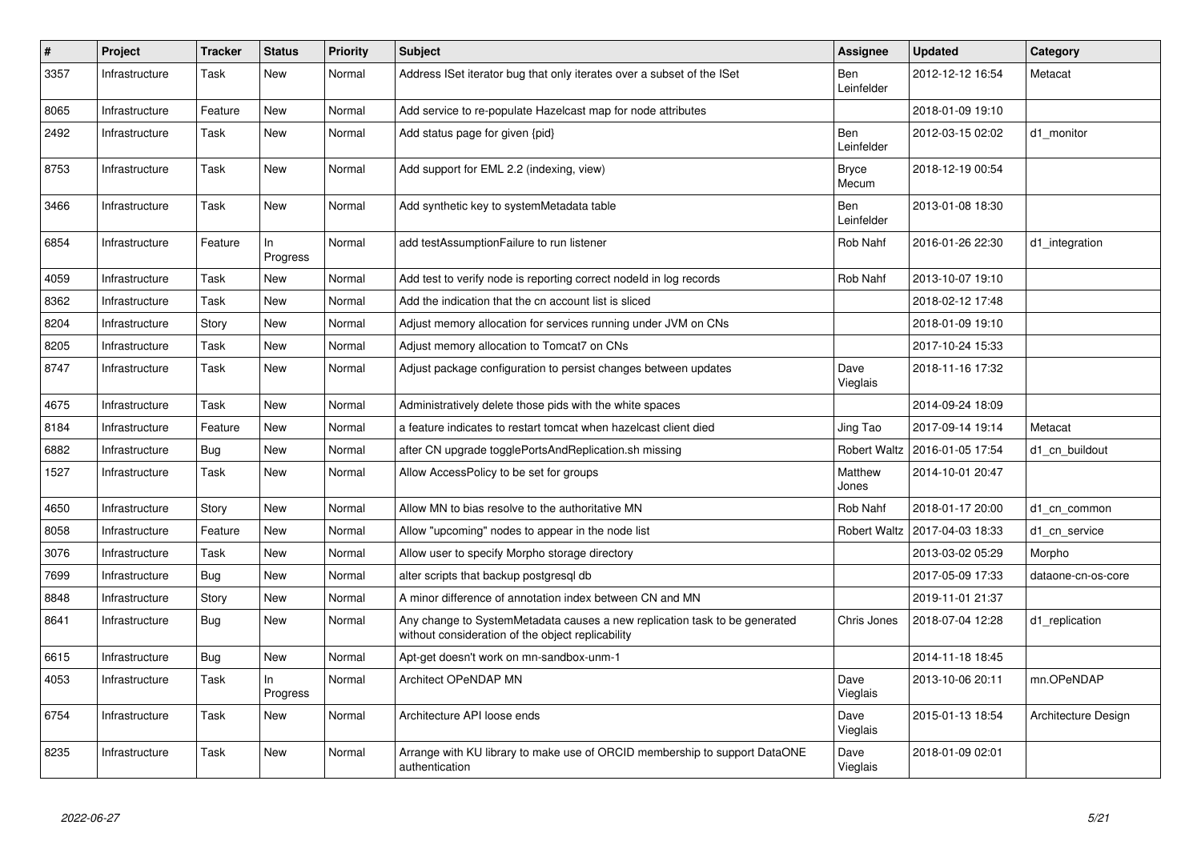| # | Project | Tracker | Status | Priority | Subject | Assignee | Updated | Category |
|---|---|---|---|---|---|---|---|---|
| 3357 | Infrastructure | Task | New | Normal | Address ISet iterator bug that only iterates over a subset of the ISet | Ben Leinfelder | 2012-12-12 16:54 | Metacat |
| 8065 | Infrastructure | Feature | New | Normal | Add service to re-populate Hazelcast map for node attributes | | 2018-01-09 19:10 | |
| 2492 | Infrastructure | Task | New | Normal | Add status page for given {pid} | Ben Leinfelder | 2012-03-15 02:02 | d1_monitor |
| 8753 | Infrastructure | Task | New | Normal | Add support for EML 2.2 (indexing, view) | Bryce Mecum | 2018-12-19 00:54 | |
| 3466 | Infrastructure | Task | New | Normal | Add synthetic key to systemMetadata table | Ben Leinfelder | 2013-01-08 18:30 | |
| 6854 | Infrastructure | Feature | In Progress | Normal | add testAssumptionFailure to run listener | Rob Nahf | 2016-01-26 22:30 | d1_integration |
| 4059 | Infrastructure | Task | New | Normal | Add test to verify node is reporting correct nodeId in log records | Rob Nahf | 2013-10-07 19:10 | |
| 8362 | Infrastructure | Task | New | Normal | Add the indication that the cn account list is sliced | | 2018-02-12 17:48 | |
| 8204 | Infrastructure | Story | New | Normal | Adjust memory allocation for services running under JVM on CNs | | 2018-01-09 19:10 | |
| 8205 | Infrastructure | Task | New | Normal | Adjust memory allocation to Tomcat7 on CNs | | 2017-10-24 15:33 | |
| 8747 | Infrastructure | Task | New | Normal | Adjust package configuration to persist changes between updates | Dave Vieglais | 2018-11-16 17:32 | |
| 4675 | Infrastructure | Task | New | Normal | Administratively delete those pids with the white spaces | | 2014-09-24 18:09 | |
| 8184 | Infrastructure | Feature | New | Normal | a feature indicates to restart tomcat when hazelcast client died | Jing Tao | 2017-09-14 19:14 | Metacat |
| 6882 | Infrastructure | Bug | New | Normal | after CN upgrade togglePortsAndReplication.sh missing | Robert Waltz | 2016-01-05 17:54 | d1_cn_buildout |
| 1527 | Infrastructure | Task | New | Normal | Allow AccessPolicy to be set for groups | Matthew Jones | 2014-10-01 20:47 | |
| 4650 | Infrastructure | Story | New | Normal | Allow MN to bias resolve to the authoritative MN | Rob Nahf | 2018-01-17 20:00 | d1_cn_common |
| 8058 | Infrastructure | Feature | New | Normal | Allow "upcoming" nodes to appear in the node list | Robert Waltz | 2017-04-03 18:33 | d1_cn_service |
| 3076 | Infrastructure | Task | New | Normal | Allow user to specify Morpho storage directory | | 2013-03-02 05:29 | Morpho |
| 7699 | Infrastructure | Bug | New | Normal | alter scripts that backup postgresql db | | 2017-05-09 17:33 | dataone-cn-os-core |
| 8848 | Infrastructure | Story | New | Normal | A minor difference of annotation index between CN and MN | | 2019-11-01 21:37 | |
| 8641 | Infrastructure | Bug | New | Normal | Any change to SystemMetadata causes a new replication task to be generated without consideration of the object replicability | Chris Jones | 2018-07-04 12:28 | d1_replication |
| 6615 | Infrastructure | Bug | New | Normal | Apt-get doesn't work on mn-sandbox-unm-1 | | 2014-11-18 18:45 | |
| 4053 | Infrastructure | Task | In Progress | Normal | Architect OPeNDAP MN | Dave Vieglais | 2013-10-06 20:11 | mn.OPeNDAP |
| 6754 | Infrastructure | Task | New | Normal | Architecture API loose ends | Dave Vieglais | 2015-01-13 18:54 | Architecture Design |
| 8235 | Infrastructure | Task | New | Normal | Arrange with KU library to make use of ORCID membership to support DataONE authentication | Dave Vieglais | 2018-01-09 02:01 | |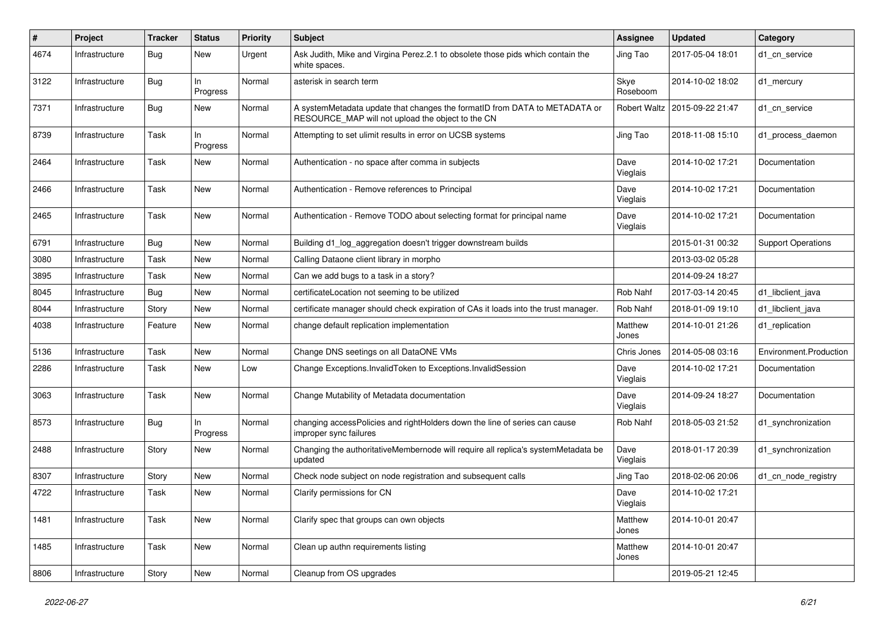| # | Project | Tracker | Status | Priority | Subject | Assignee | Updated | Category |
|---|---|---|---|---|---|---|---|---|
| 4674 | Infrastructure | Bug | New | Urgent | Ask Judith, Mike and Virgina Perez.2.1 to obsolete those pids which contain the white spaces. | Jing Tao | 2017-05-04 18:01 | d1_cn_service |
| 3122 | Infrastructure | Bug | In Progress | Normal | asterisk in search term | Skye Roseboom | 2014-10-02 18:02 | d1_mercury |
| 7371 | Infrastructure | Bug | New | Normal | A systemMetadata update that changes the formatID from DATA to METADATA or RESOURCE_MAP will not upload the object to the CN | Robert Waltz | 2015-09-22 21:47 | d1_cn_service |
| 8739 | Infrastructure | Task | In Progress | Normal | Attempting to set ulimit results in error on UCSB systems | Jing Tao | 2018-11-08 15:10 | d1_process_daemon |
| 2464 | Infrastructure | Task | New | Normal | Authentication - no space after comma in subjects | Dave Vieglais | 2014-10-02 17:21 | Documentation |
| 2466 | Infrastructure | Task | New | Normal | Authentication - Remove references to Principal | Dave Vieglais | 2014-10-02 17:21 | Documentation |
| 2465 | Infrastructure | Task | New | Normal | Authentication - Remove TODO about selecting format for principal name | Dave Vieglais | 2014-10-02 17:21 | Documentation |
| 6791 | Infrastructure | Bug | New | Normal | Building d1_log_aggregation doesn't trigger downstream builds | | 2015-01-31 00:32 | Support Operations |
| 3080 | Infrastructure | Task | New | Normal | Calling Dataone client library in morpho | | 2013-03-02 05:28 | |
| 3895 | Infrastructure | Task | New | Normal | Can we add bugs to a task in a story? | | 2014-09-24 18:27 | |
| 8045 | Infrastructure | Bug | New | Normal | certificateLocation not seeming to be utilized | Rob Nahf | 2017-03-14 20:45 | d1_libclient_java |
| 8044 | Infrastructure | Story | New | Normal | certificate manager should check expiration of CAs it loads into the trust manager. | Rob Nahf | 2018-01-09 19:10 | d1_libclient_java |
| 4038 | Infrastructure | Feature | New | Normal | change default replication implementation | Matthew Jones | 2014-10-01 21:26 | d1_replication |
| 5136 | Infrastructure | Task | New | Normal | Change DNS seetings on all DataONE VMs | Chris Jones | 2014-05-08 03:16 | Environment.Production |
| 2286 | Infrastructure | Task | New | Low | Change Exceptions.InvalidToken to Exceptions.InvalidSession | Dave Vieglais | 2014-10-02 17:21 | Documentation |
| 3063 | Infrastructure | Task | New | Normal | Change Mutability of Metadata documentation | Dave Vieglais | 2014-09-24 18:27 | Documentation |
| 8573 | Infrastructure | Bug | In Progress | Normal | changing accessPolicies and rightHolders down the line of series can cause improper sync failures | Rob Nahf | 2018-05-03 21:52 | d1_synchronization |
| 2488 | Infrastructure | Story | New | Normal | Changing the authoritativeMembernode will require all replica's systemMetadata be updated | Dave Vieglais | 2018-01-17 20:39 | d1_synchronization |
| 8307 | Infrastructure | Story | New | Normal | Check node subject on node registration and subsequent calls | Jing Tao | 2018-02-06 20:06 | d1_cn_node_registry |
| 4722 | Infrastructure | Task | New | Normal | Clarify permissions for CN | Dave Vieglais | 2014-10-02 17:21 | |
| 1481 | Infrastructure | Task | New | Normal | Clarify spec that groups can own objects | Matthew Jones | 2014-10-01 20:47 | |
| 1485 | Infrastructure | Task | New | Normal | Clean up authn requirements listing | Matthew Jones | 2014-10-01 20:47 | |
| 8806 | Infrastructure | Story | New | Normal | Cleanup from OS upgrades | | 2019-05-21 12:45 | |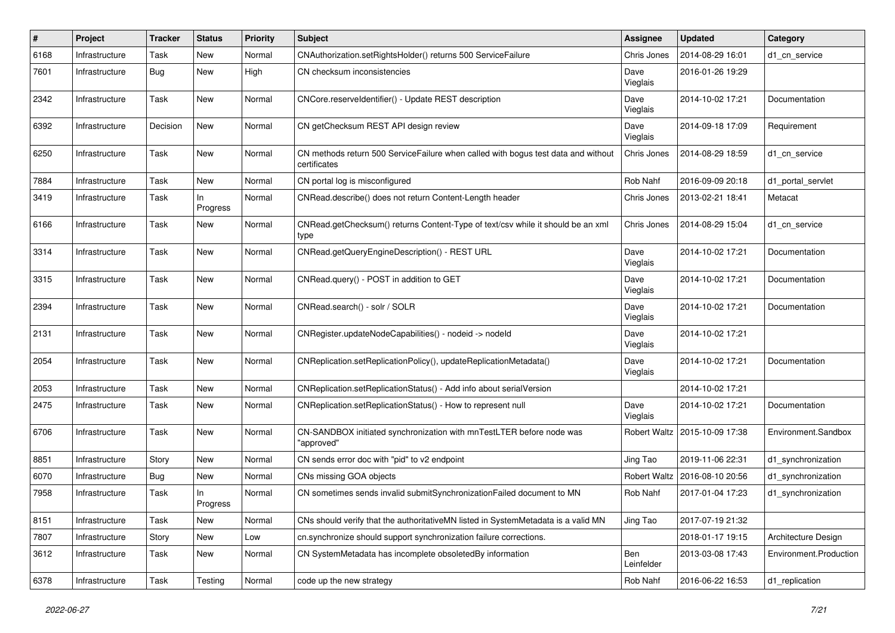| # | Project | Tracker | Status | Priority | Subject | Assignee | Updated | Category |
|---|---|---|---|---|---|---|---|---|
| 6168 | Infrastructure | Task | New | Normal | CNAuthorization.setRightsHolder() returns 500 ServiceFailure | Chris Jones | 2014-08-29 16:01 | d1_cn_service |
| 7601 | Infrastructure | Bug | New | High | CN checksum inconsistencies | Dave Vieglais | 2016-01-26 19:29 | |
| 2342 | Infrastructure | Task | New | Normal | CNCore.reserveIdentifier() - Update REST description | Dave Vieglais | 2014-10-02 17:21 | Documentation |
| 6392 | Infrastructure | Decision | New | Normal | CN getChecksum REST API design review | Dave Vieglais | 2014-09-18 17:09 | Requirement |
| 6250 | Infrastructure | Task | New | Normal | CN methods return 500 ServiceFailure when called with bogus test data and without certificates | Chris Jones | 2014-08-29 18:59 | d1_cn_service |
| 7884 | Infrastructure | Task | New | Normal | CN portal log is misconfigured | Rob Nahf | 2016-09-09 20:18 | d1_portal_servlet |
| 3419 | Infrastructure | Task | In Progress | Normal | CNRead.describe() does not return Content-Length header | Chris Jones | 2013-02-21 18:41 | Metacat |
| 6166 | Infrastructure | Task | New | Normal | CNRead.getChecksum() returns Content-Type of text/csv while it should be an xml type | Chris Jones | 2014-08-29 15:04 | d1_cn_service |
| 3314 | Infrastructure | Task | New | Normal | CNRead.getQueryEngineDescription() - REST URL | Dave Vieglais | 2014-10-02 17:21 | Documentation |
| 3315 | Infrastructure | Task | New | Normal | CNRead.query() - POST in addition to GET | Dave Vieglais | 2014-10-02 17:21 | Documentation |
| 2394 | Infrastructure | Task | New | Normal | CNRead.search() - solr / SOLR | Dave Vieglais | 2014-10-02 17:21 | Documentation |
| 2131 | Infrastructure | Task | New | Normal | CNRegister.updateNodeCapabilities() - nodeid -> nodeId | Dave Vieglais | 2014-10-02 17:21 | |
| 2054 | Infrastructure | Task | New | Normal | CNReplication.setReplicationPolicy(), updateReplicationMetadata() | Dave Vieglais | 2014-10-02 17:21 | Documentation |
| 2053 | Infrastructure | Task | New | Normal | CNReplication.setReplicationStatus() - Add info about serialVersion | | 2014-10-02 17:21 | |
| 2475 | Infrastructure | Task | New | Normal | CNReplication.setReplicationStatus() - How to represent null | Dave Vieglais | 2014-10-02 17:21 | Documentation |
| 6706 | Infrastructure | Task | New | Normal | CN-SANDBOX initiated synchronization with mnTestLTER before node was "approved" | Robert Waltz | 2015-10-09 17:38 | Environment.Sandbox |
| 8851 | Infrastructure | Story | New | Normal | CN sends error doc with "pid" to v2 endpoint | Jing Tao | 2019-11-06 22:31 | d1_synchronization |
| 6070 | Infrastructure | Bug | New | Normal | CNs missing GOA objects | Robert Waltz | 2016-08-10 20:56 | d1_synchronization |
| 7958 | Infrastructure | Task | In Progress | Normal | CN sometimes sends invalid submitSynchronizationFailed document to MN | Rob Nahf | 2017-01-04 17:23 | d1_synchronization |
| 8151 | Infrastructure | Task | New | Normal | CNs should verify that the authoritativeMN listed in SystemMetadata is a valid MN | Jing Tao | 2017-07-19 21:32 | |
| 7807 | Infrastructure | Story | New | Low | cn.synchronize should support synchronization failure corrections. | | 2018-01-17 19:15 | Architecture Design |
| 3612 | Infrastructure | Task | New | Normal | CN SystemMetadata has incomplete obsoletedBy information | Ben Leinfelder | 2013-03-08 17:43 | Environment.Production |
| 6378 | Infrastructure | Task | Testing | Normal | code up the new strategy | Rob Nahf | 2016-06-22 16:53 | d1_replication |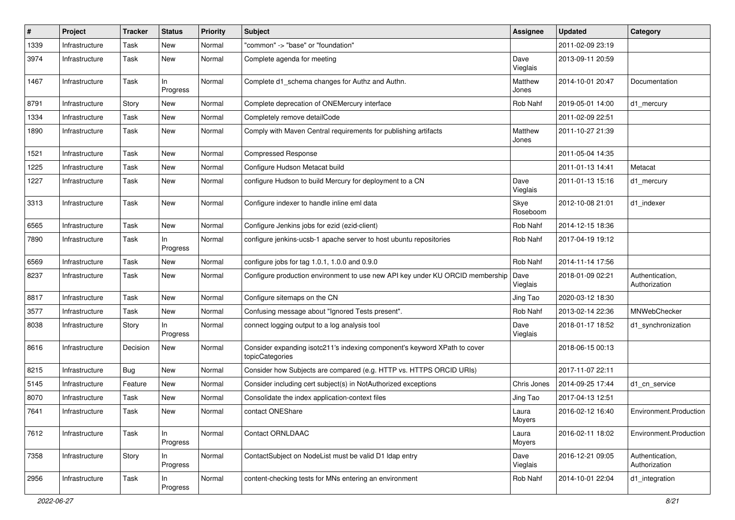| # | Project | Tracker | Status | Priority | Subject | Assignee | Updated | Category |
|---|---|---|---|---|---|---|---|---|
| 1339 | Infrastructure | Task | New | Normal | "common" -> "base" or "foundation" | | 2011-02-09 23:19 | |
| 3974 | Infrastructure | Task | New | Normal | Complete agenda for meeting | Dave Vieglais | 2013-09-11 20:59 | |
| 1467 | Infrastructure | Task | In Progress | Normal | Complete d1_schema changes for Authz and Authn. | Matthew Jones | 2014-10-01 20:47 | Documentation |
| 8791 | Infrastructure | Story | New | Normal | Complete deprecation of ONEMercury interface | Rob Nahf | 2019-05-01 14:00 | d1_mercury |
| 1334 | Infrastructure | Task | New | Normal | Completely remove detailCode | | 2011-02-09 22:51 | |
| 1890 | Infrastructure | Task | New | Normal | Comply with Maven Central requirements for publishing artifacts | Matthew Jones | 2011-10-27 21:39 | |
| 1521 | Infrastructure | Task | New | Normal | Compressed Response | | 2011-05-04 14:35 | |
| 1225 | Infrastructure | Task | New | Normal | Configure Hudson Metacat build | | 2011-01-13 14:41 | Metacat |
| 1227 | Infrastructure | Task | New | Normal | configure Hudson to build Mercury for deployment to a CN | Dave Vieglais | 2011-01-13 15:16 | d1_mercury |
| 3313 | Infrastructure | Task | New | Normal | Configure indexer to handle inline eml data | Skye Roseboom | 2012-10-08 21:01 | d1_indexer |
| 6565 | Infrastructure | Task | New | Normal | Configure Jenkins jobs for ezid (ezid-client) | Rob Nahf | 2014-12-15 18:36 | |
| 7890 | Infrastructure | Task | In Progress | Normal | configure jenkins-ucsb-1 apache server to host ubuntu repositories | Rob Nahf | 2017-04-19 19:12 | |
| 6569 | Infrastructure | Task | New | Normal | configure jobs for tag 1.0.1, 1.0.0 and 0.9.0 | Rob Nahf | 2014-11-14 17:56 | |
| 8237 | Infrastructure | Task | New | Normal | Configure production environment to use new API key under KU ORCID membership | Dave Vieglais | 2018-01-09 02:21 | Authentication, Authorization |
| 8817 | Infrastructure | Task | New | Normal | Configure sitemaps on the CN | Jing Tao | 2020-03-12 18:30 | |
| 3577 | Infrastructure | Task | New | Normal | Confusing message about "Ignored Tests present". | Rob Nahf | 2013-02-14 22:36 | MNWebChecker |
| 8038 | Infrastructure | Story | In Progress | Normal | connect logging output to a log analysis tool | Dave Vieglais | 2018-01-17 18:52 | d1_synchronization |
| 8616 | Infrastructure | Decision | New | Normal | Consider expanding isotc211's indexing component's keyword XPath to cover topicCategories | | 2018-06-15 00:13 | |
| 8215 | Infrastructure | Bug | New | Normal | Consider how Subjects are compared (e.g. HTTP vs. HTTPS ORCID URIs) | | 2017-11-07 22:11 | |
| 5145 | Infrastructure | Feature | New | Normal | Consider including cert subject(s) in NotAuthorized exceptions | Chris Jones | 2014-09-25 17:44 | d1_cn_service |
| 8070 | Infrastructure | Task | New | Normal | Consolidate the index application-context files | Jing Tao | 2017-04-13 12:51 | |
| 7641 | Infrastructure | Task | New | Normal | contact ONEShare | Laura Moyers | 2016-02-12 16:40 | Environment.Production |
| 7612 | Infrastructure | Task | In Progress | Normal | Contact ORNLDAAC | Laura Moyers | 2016-02-11 18:02 | Environment.Production |
| 7358 | Infrastructure | Story | In Progress | Normal | ContactSubject on NodeList must be valid D1 ldap entry | Dave Vieglais | 2016-12-21 09:05 | Authentication, Authorization |
| 2956 | Infrastructure | Task | In Progress | Normal | content-checking tests for MNs entering an environment | Rob Nahf | 2014-10-01 22:04 | d1_integration |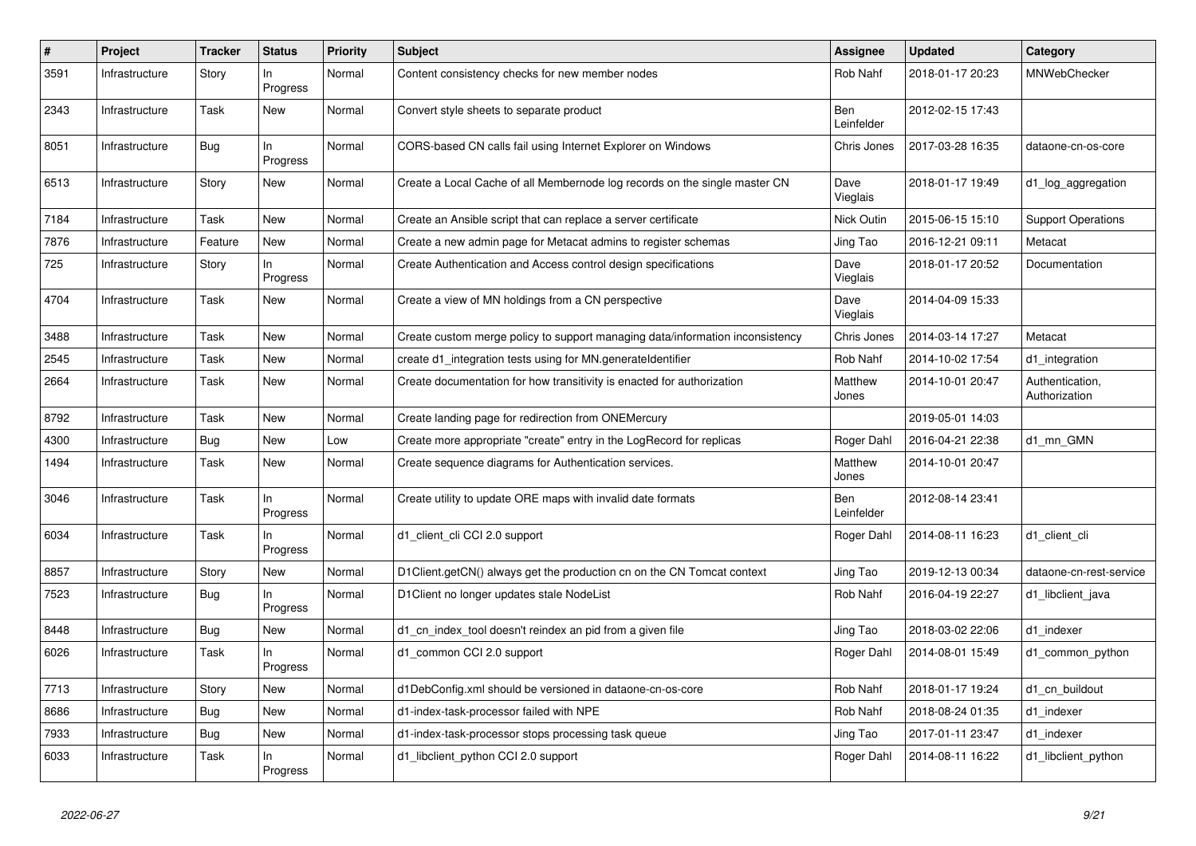| # | Project | Tracker | Status | Priority | Subject | Assignee | Updated | Category |
|---|---|---|---|---|---|---|---|---|
| 3591 | Infrastructure | Story | In Progress | Normal | Content consistency checks for new member nodes | Rob Nahf | 2018-01-17 20:23 | MNWebChecker |
| 2343 | Infrastructure | Task | New | Normal | Convert style sheets to separate product | Ben Leinfelder | 2012-02-15 17:43 | |
| 8051 | Infrastructure | Bug | In Progress | Normal | CORS-based CN calls fail using Internet Explorer on Windows | Chris Jones | 2017-03-28 16:35 | dataone-cn-os-core |
| 6513 | Infrastructure | Story | New | Normal | Create a Local Cache of all Membernode log records on the single master CN | Dave Vieglais | 2018-01-17 19:49 | d1_log_aggregation |
| 7184 | Infrastructure | Task | New | Normal | Create an Ansible script that can replace a server certificate | Nick Outin | 2015-06-15 15:10 | Support Operations |
| 7876 | Infrastructure | Feature | New | Normal | Create a new admin page for Metacat admins to register schemas | Jing Tao | 2016-12-21 09:11 | Metacat |
| 725 | Infrastructure | Story | In Progress | Normal | Create Authentication and Access control design specifications | Dave Vieglais | 2018-01-17 20:52 | Documentation |
| 4704 | Infrastructure | Task | New | Normal | Create a view of MN holdings from a CN perspective | Dave Vieglais | 2014-04-09 15:33 | |
| 3488 | Infrastructure | Task | New | Normal | Create custom merge policy to support managing data/information inconsistency | Chris Jones | 2014-03-14 17:27 | Metacat |
| 2545 | Infrastructure | Task | New | Normal | create d1_integration tests using for MN.generateIdentifier | Rob Nahf | 2014-10-02 17:54 | d1_integration |
| 2664 | Infrastructure | Task | New | Normal | Create documentation for how transitivity is enacted for authorization | Matthew Jones | 2014-10-01 20:47 | Authentication, Authorization |
| 8792 | Infrastructure | Task | New | Normal | Create landing page for redirection from ONEMercury | | 2019-05-01 14:03 | |
| 4300 | Infrastructure | Bug | New | Low | Create more appropriate "create" entry in the LogRecord for replicas | Roger Dahl | 2016-04-21 22:38 | d1_mn_GMN |
| 1494 | Infrastructure | Task | New | Normal | Create sequence diagrams for Authentication services. | Matthew Jones | 2014-10-01 20:47 | |
| 3046 | Infrastructure | Task | In Progress | Normal | Create utility to update ORE maps with invalid date formats | Ben Leinfelder | 2012-08-14 23:41 | |
| 6034 | Infrastructure | Task | In Progress | Normal | d1_client_cli CCI 2.0 support | Roger Dahl | 2014-08-11 16:23 | d1_client_cli |
| 8857 | Infrastructure | Story | New | Normal | D1Client.getCN() always get the production cn on the CN Tomcat context | Jing Tao | 2019-12-13 00:34 | dataone-cn-rest-service |
| 7523 | Infrastructure | Bug | In Progress | Normal | D1Client no longer updates stale NodeList | Rob Nahf | 2016-04-19 22:27 | d1_libclient_java |
| 8448 | Infrastructure | Bug | New | Normal | d1_cn_index_tool doesn't reindex an pid from a given file | Jing Tao | 2018-03-02 22:06 | d1_indexer |
| 6026 | Infrastructure | Task | In Progress | Normal | d1_common CCI 2.0 support | Roger Dahl | 2014-08-01 15:49 | d1_common_python |
| 7713 | Infrastructure | Story | New | Normal | d1DebConfig.xml should be versioned in dataone-cn-os-core | Rob Nahf | 2018-01-17 19:24 | d1_cn_buildout |
| 8686 | Infrastructure | Bug | New | Normal | d1-index-task-processor failed with NPE | Rob Nahf | 2018-08-24 01:35 | d1_indexer |
| 7933 | Infrastructure | Bug | New | Normal | d1-index-task-processor stops processing task queue | Jing Tao | 2017-01-11 23:47 | d1_indexer |
| 6033 | Infrastructure | Task | In Progress | Normal | d1_libclient_python CCI 2.0 support | Roger Dahl | 2014-08-11 16:22 | d1_libclient_python |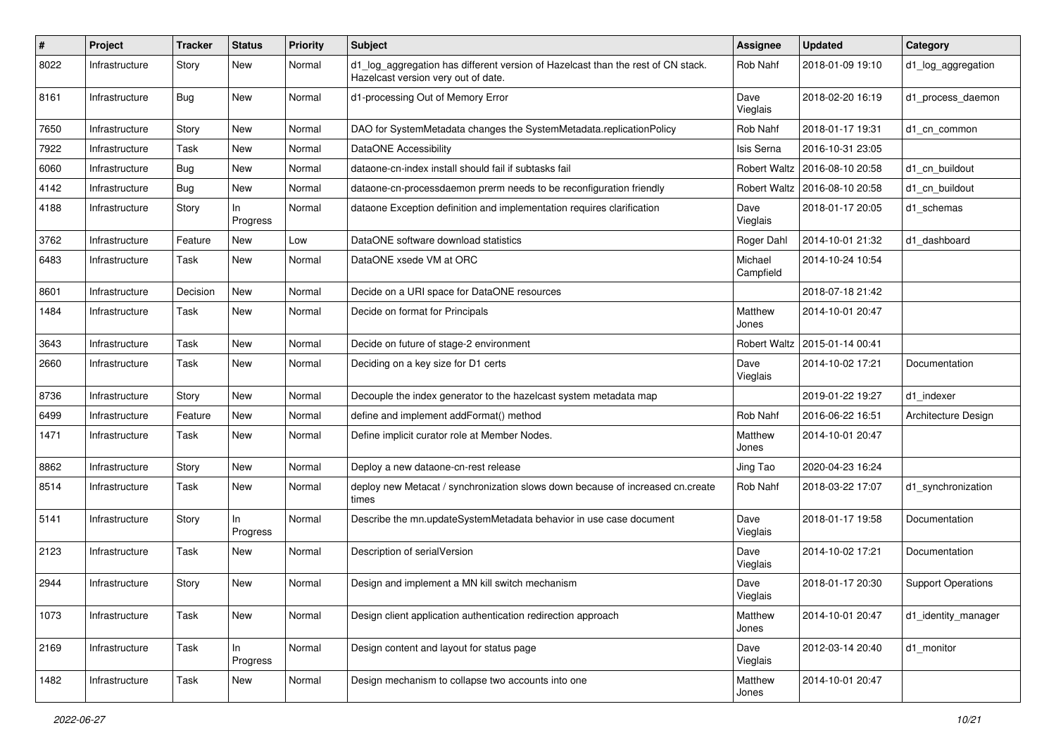| # | Project | Tracker | Status | Priority | Subject | Assignee | Updated | Category |
|---|---|---|---|---|---|---|---|---|
| 8022 | Infrastructure | Story | New | Normal | d1_log_aggregation has different version of Hazelcast than the rest of CN stack. Hazelcast version very out of date. | Rob Nahf | 2018-01-09 19:10 | d1_log_aggregation |
| 8161 | Infrastructure | Bug | New | Normal | d1-processing Out of Memory Error | Dave Vieglais | 2018-02-20 16:19 | d1_process_daemon |
| 7650 | Infrastructure | Story | New | Normal | DAO for SystemMetadata changes the SystemMetadata.replicationPolicy | Rob Nahf | 2018-01-17 19:31 | d1_cn_common |
| 7922 | Infrastructure | Task | New | Normal | DataONE Accessibility | Isis Serna | 2016-10-31 23:05 | |
| 6060 | Infrastructure | Bug | New | Normal | dataone-cn-index install should fail if subtasks fail | Robert Waltz | 2016-08-10 20:58 | d1_cn_buildout |
| 4142 | Infrastructure | Bug | New | Normal | dataone-cn-processdaemon prerm needs to be reconfiguration friendly | Robert Waltz | 2016-08-10 20:58 | d1_cn_buildout |
| 4188 | Infrastructure | Story | In Progress | Normal | dataone Exception definition and implementation requires clarification | Dave Vieglais | 2018-01-17 20:05 | d1_schemas |
| 3762 | Infrastructure | Feature | New | Low | DataONE software download statistics | Roger Dahl | 2014-10-01 21:32 | d1_dashboard |
| 6483 | Infrastructure | Task | New | Normal | DataONE xsede VM at ORC | Michael Campfield | 2014-10-24 10:54 | |
| 8601 | Infrastructure | Decision | New | Normal | Decide on a URI space for DataONE resources | | 2018-07-18 21:42 | |
| 1484 | Infrastructure | Task | New | Normal | Decide on format for Principals | Matthew Jones | 2014-10-01 20:47 | |
| 3643 | Infrastructure | Task | New | Normal | Decide on future of stage-2 environment | Robert Waltz | 2015-01-14 00:41 | |
| 2660 | Infrastructure | Task | New | Normal | Deciding on a key size for D1 certs | Dave Vieglais | 2014-10-02 17:21 | Documentation |
| 8736 | Infrastructure | Story | New | Normal | Decouple the index generator to the hazelcast system metadata map | | 2019-01-22 19:27 | d1_indexer |
| 6499 | Infrastructure | Feature | New | Normal | define and implement addFormat() method | Rob Nahf | 2016-06-22 16:51 | Architecture Design |
| 1471 | Infrastructure | Task | New | Normal | Define implicit curator role at Member Nodes. | Matthew Jones | 2014-10-01 20:47 | |
| 8862 | Infrastructure | Story | New | Normal | Deploy a new dataone-cn-rest release | Jing Tao | 2020-04-23 16:24 | |
| 8514 | Infrastructure | Task | New | Normal | deploy new Metacat / synchronization slows down because of increased cn.create times | Rob Nahf | 2018-03-22 17:07 | d1_synchronization |
| 5141 | Infrastructure | Story | In Progress | Normal | Describe the mn.updateSystemMetadata behavior in use case document | Dave Vieglais | 2018-01-17 19:58 | Documentation |
| 2123 | Infrastructure | Task | New | Normal | Description of serialVersion | Dave Vieglais | 2014-10-02 17:21 | Documentation |
| 2944 | Infrastructure | Story | New | Normal | Design and implement a MN kill switch mechanism | Dave Vieglais | 2018-01-17 20:30 | Support Operations |
| 1073 | Infrastructure | Task | New | Normal | Design client application authentication redirection approach | Matthew Jones | 2014-10-01 20:47 | d1_identity_manager |
| 2169 | Infrastructure | Task | In Progress | Normal | Design content and layout for status page | Dave Vieglais | 2012-03-14 20:40 | d1_monitor |
| 1482 | Infrastructure | Task | New | Normal | Design mechanism to collapse two accounts into one | Matthew Jones | 2014-10-01 20:47 | |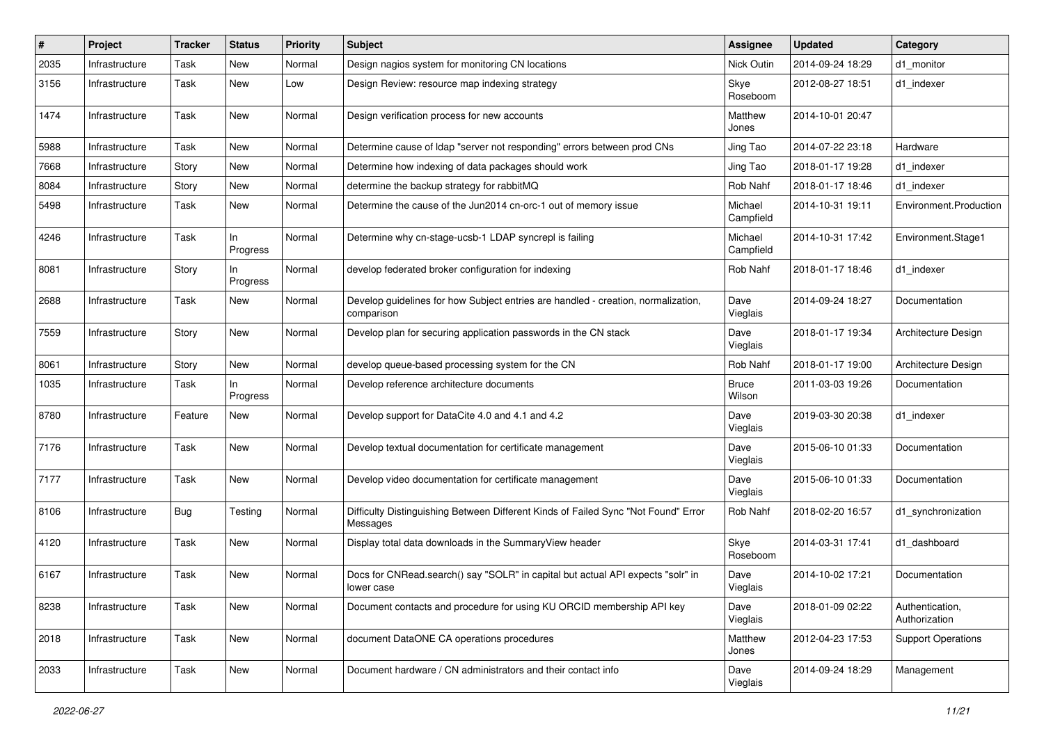| # | Project | Tracker | Status | Priority | Subject | Assignee | Updated | Category |
|---|---|---|---|---|---|---|---|---|
| 2035 | Infrastructure | Task | New | Normal | Design nagios system for monitoring CN locations | Nick Outin | 2014-09-24 18:29 | d1_monitor |
| 3156 | Infrastructure | Task | New | Low | Design Review: resource map indexing strategy | Skye Roseboom | 2012-08-27 18:51 | d1_indexer |
| 1474 | Infrastructure | Task | New | Normal | Design verification process for new accounts | Matthew Jones | 2014-10-01 20:47 | |
| 5988 | Infrastructure | Task | New | Normal | Determine cause of ldap "server not responding" errors between prod CNs | Jing Tao | 2014-07-22 23:18 | Hardware |
| 7668 | Infrastructure | Story | New | Normal | Determine how indexing of data packages should work | Jing Tao | 2018-01-17 19:28 | d1_indexer |
| 8084 | Infrastructure | Story | New | Normal | determine the backup strategy for rabbitMQ | Rob Nahf | 2018-01-17 18:46 | d1_indexer |
| 5498 | Infrastructure | Task | New | Normal | Determine the cause of the Jun2014 cn-orc-1 out of memory issue | Michael Campfield | 2014-10-31 19:11 | Environment.Production |
| 4246 | Infrastructure | Task | In Progress | Normal | Determine why cn-stage-ucsb-1 LDAP syncrepl is failing | Michael Campfield | 2014-10-31 17:42 | Environment.Stage1 |
| 8081 | Infrastructure | Story | In Progress | Normal | develop federated broker configuration for indexing | Rob Nahf | 2018-01-17 18:46 | d1_indexer |
| 2688 | Infrastructure | Task | New | Normal | Develop guidelines for how Subject entries are handled - creation, normalization, comparison | Dave Vieglais | 2014-09-24 18:27 | Documentation |
| 7559 | Infrastructure | Story | New | Normal | Develop plan for securing application passwords in the CN stack | Dave Vieglais | 2018-01-17 19:34 | Architecture Design |
| 8061 | Infrastructure | Story | New | Normal | develop queue-based processing system for the CN | Rob Nahf | 2018-01-17 19:00 | Architecture Design |
| 1035 | Infrastructure | Task | In Progress | Normal | Develop reference architecture documents | Bruce Wilson | 2011-03-03 19:26 | Documentation |
| 8780 | Infrastructure | Feature | New | Normal | Develop support for DataCite 4.0 and 4.1 and 4.2 | Dave Vieglais | 2019-03-30 20:38 | d1_indexer |
| 7176 | Infrastructure | Task | New | Normal | Develop textual documentation for certificate management | Dave Vieglais | 2015-06-10 01:33 | Documentation |
| 7177 | Infrastructure | Task | New | Normal | Develop video documentation for certificate management | Dave Vieglais | 2015-06-10 01:33 | Documentation |
| 8106 | Infrastructure | Bug | Testing | Normal | Difficulty Distinguishing Between Different Kinds of Failed Sync "Not Found" Error Messages | Rob Nahf | 2018-02-20 16:57 | d1_synchronization |
| 4120 | Infrastructure | Task | New | Normal | Display total data downloads in the SummaryView header | Skye Roseboom | 2014-03-31 17:41 | d1_dashboard |
| 6167 | Infrastructure | Task | New | Normal | Docs for CNRead.search() say "SOLR" in capital but actual API expects "solr" in lower case | Dave Vieglais | 2014-10-02 17:21 | Documentation |
| 8238 | Infrastructure | Task | New | Normal | Document contacts and procedure for using KU ORCID membership API key | Dave Vieglais | 2018-01-09 02:22 | Authentication, Authorization |
| 2018 | Infrastructure | Task | New | Normal | document DataONE CA operations procedures | Matthew Jones | 2012-04-23 17:53 | Support Operations |
| 2033 | Infrastructure | Task | New | Normal | Document hardware / CN administrators and their contact info | Dave Vieglais | 2014-09-24 18:29 | Management |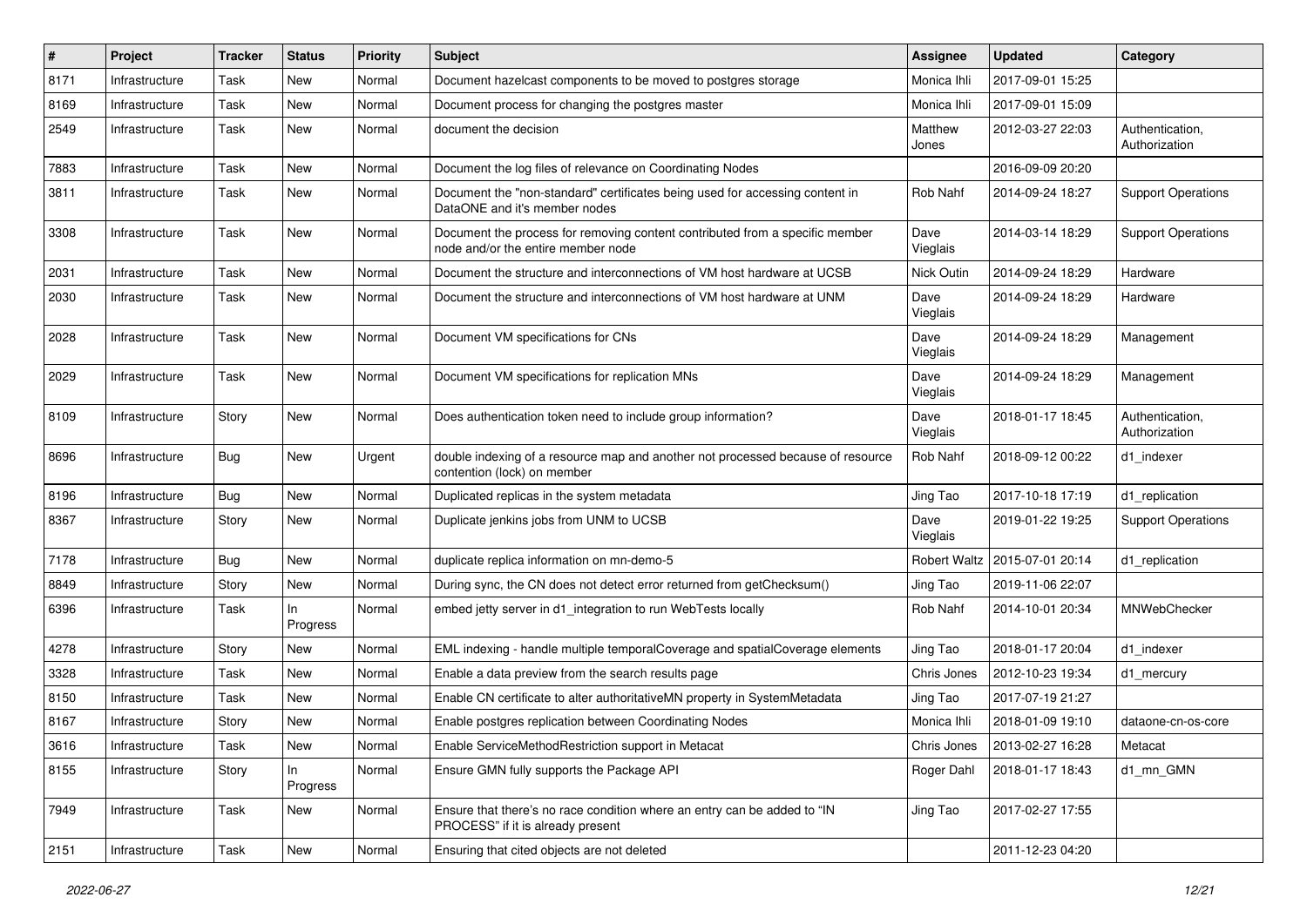| # | Project | Tracker | Status | Priority | Subject | Assignee | Updated | Category |
|---|---|---|---|---|---|---|---|---|
| 8171 | Infrastructure | Task | New | Normal | Document hazelcast components to be moved to postgres storage | Monica Ihli | 2017-09-01 15:25 | |
| 8169 | Infrastructure | Task | New | Normal | Document process for changing the postgres master | Monica Ihli | 2017-09-01 15:09 | |
| 2549 | Infrastructure | Task | New | Normal | document the decision | Matthew Jones | 2012-03-27 22:03 | Authentication, Authorization |
| 7883 | Infrastructure | Task | New | Normal | Document the log files of relevance on Coordinating Nodes | | 2016-09-09 20:20 | |
| 3811 | Infrastructure | Task | New | Normal | Document the "non-standard" certificates being used for accessing content in DataONE and it's member nodes | Rob Nahf | 2014-09-24 18:27 | Support Operations |
| 3308 | Infrastructure | Task | New | Normal | Document the process for removing content contributed from a specific member node and/or the entire member node | Dave Vieglais | 2014-03-14 18:29 | Support Operations |
| 2031 | Infrastructure | Task | New | Normal | Document the structure and interconnections of VM host hardware at UCSB | Nick Outin | 2014-09-24 18:29 | Hardware |
| 2030 | Infrastructure | Task | New | Normal | Document the structure and interconnections of VM host hardware at UNM | Dave Vieglais | 2014-09-24 18:29 | Hardware |
| 2028 | Infrastructure | Task | New | Normal | Document VM specifications for CNs | Dave Vieglais | 2014-09-24 18:29 | Management |
| 2029 | Infrastructure | Task | New | Normal | Document VM specifications for replication MNs | Dave Vieglais | 2014-09-24 18:29 | Management |
| 8109 | Infrastructure | Story | New | Normal | Does authentication token need to include group information? | Dave Vieglais | 2018-01-17 18:45 | Authentication, Authorization |
| 8696 | Infrastructure | Bug | New | Urgent | double indexing of a resource map and another not processed because of resource contention (lock) on member | Rob Nahf | 2018-09-12 00:22 | d1_indexer |
| 8196 | Infrastructure | Bug | New | Normal | Duplicated replicas in the system metadata | Jing Tao | 2017-10-18 17:19 | d1_replication |
| 8367 | Infrastructure | Story | New | Normal | Duplicate jenkins jobs from UNM to UCSB | Dave Vieglais | 2019-01-22 19:25 | Support Operations |
| 7178 | Infrastructure | Bug | New | Normal | duplicate replica information on mn-demo-5 | Robert Waltz | 2015-07-01 20:14 | d1_replication |
| 8849 | Infrastructure | Story | New | Normal | During sync, the CN does not detect error returned from getChecksum() | Jing Tao | 2019-11-06 22:07 | |
| 6396 | Infrastructure | Task | In Progress | Normal | embed jetty server in d1_integration to run WebTests locally | Rob Nahf | 2014-10-01 20:34 | MNWebChecker |
| 4278 | Infrastructure | Story | New | Normal | EML indexing - handle multiple temporalCoverage and spatialCoverage elements | Jing Tao | 2018-01-17 20:04 | d1_indexer |
| 3328 | Infrastructure | Task | New | Normal | Enable a data preview from the search results page | Chris Jones | 2012-10-23 19:34 | d1_mercury |
| 8150 | Infrastructure | Task | New | Normal | Enable CN certificate to alter authoritativeMN property in SystemMetadata | Jing Tao | 2017-07-19 21:27 | |
| 8167 | Infrastructure | Story | New | Normal | Enable postgres replication between Coordinating Nodes | Monica Ihli | 2018-01-09 19:10 | dataone-cn-os-core |
| 3616 | Infrastructure | Task | New | Normal | Enable ServiceMethodRestriction support in Metacat | Chris Jones | 2013-02-27 16:28 | Metacat |
| 8155 | Infrastructure | Story | In Progress | Normal | Ensure GMN fully supports the Package API | Roger Dahl | 2018-01-17 18:43 | d1_mn_GMN |
| 7949 | Infrastructure | Task | New | Normal | Ensure that there's no race condition where an entry can be added to "IN PROCESS" if it is already present | Jing Tao | 2017-02-27 17:55 | |
| 2151 | Infrastructure | Task | New | Normal | Ensuring that cited objects are not deleted | | 2011-12-23 04:20 | |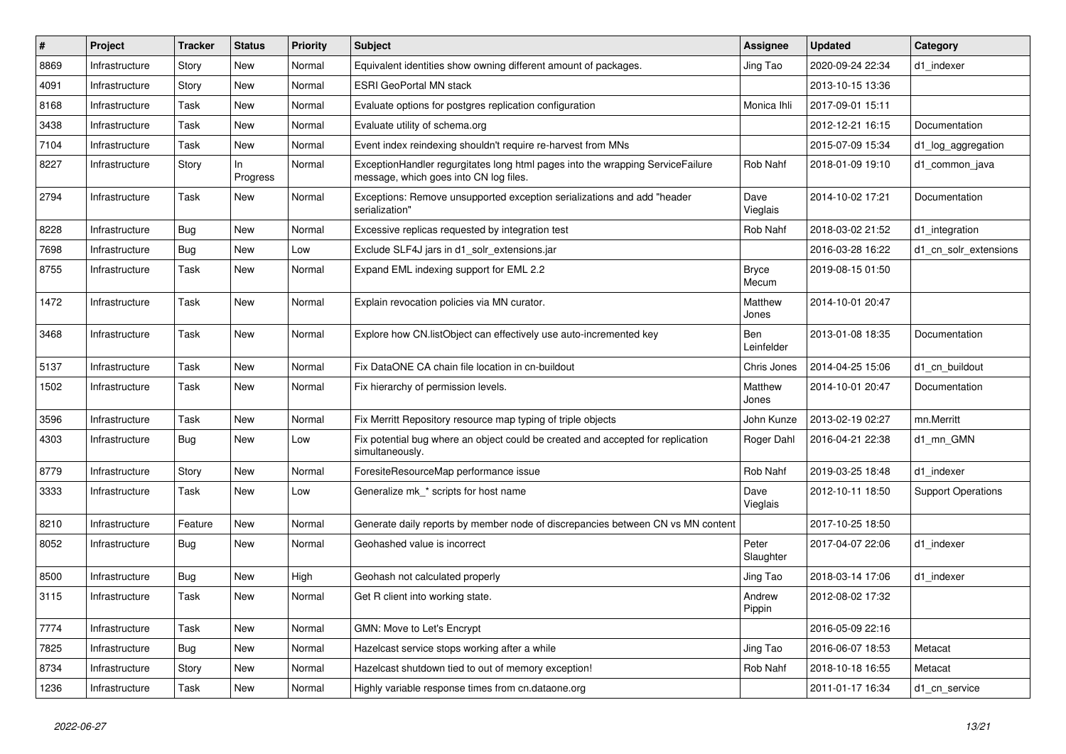| # | Project | Tracker | Status | Priority | Subject | Assignee | Updated | Category |
|---|---|---|---|---|---|---|---|---|
| 8869 | Infrastructure | Story | New | Normal | Equivalent identities show owning different amount of packages. | Jing Tao | 2020-09-24 22:34 | d1_indexer |
| 4091 | Infrastructure | Story | New | Normal | ESRI GeoPortal MN stack | | 2013-10-15 13:36 | |
| 8168 | Infrastructure | Task | New | Normal | Evaluate options for postgres replication configuration | Monica Ihli | 2017-09-01 15:11 | |
| 3438 | Infrastructure | Task | New | Normal | Evaluate utility of schema.org | | 2012-12-21 16:15 | Documentation |
| 7104 | Infrastructure | Task | New | Normal | Event index reindexing shouldn't require re-harvest from MNs | | 2015-07-09 15:34 | d1_log_aggregation |
| 8227 | Infrastructure | Story | In Progress | Normal | ExceptionHandler regurgitates long html pages into the wrapping ServiceFailure message, which goes into CN log files. | Rob Nahf | 2018-01-09 19:10 | d1_common_java |
| 2794 | Infrastructure | Task | New | Normal | Exceptions: Remove unsupported exception serializations and add "header serialization" | Dave Vieglais | 2014-10-02 17:21 | Documentation |
| 8228 | Infrastructure | Bug | New | Normal | Excessive replicas requested by integration test | Rob Nahf | 2018-03-02 21:52 | d1_integration |
| 7698 | Infrastructure | Bug | New | Low | Exclude SLF4J jars in d1_solr_extensions.jar | | 2016-03-28 16:22 | d1_cn_solr_extensions |
| 8755 | Infrastructure | Task | New | Normal | Expand EML indexing support for EML 2.2 | Bryce Mecum | 2019-08-15 01:50 | |
| 1472 | Infrastructure | Task | New | Normal | Explain revocation policies via MN curator. | Matthew Jones | 2014-10-01 20:47 | |
| 3468 | Infrastructure | Task | New | Normal | Explore how CN.listObject can effectively use auto-incremented key | Ben Leinfelder | 2013-01-08 18:35 | Documentation |
| 5137 | Infrastructure | Task | New | Normal | Fix DataONE CA chain file location in cn-buildout | Chris Jones | 2014-04-25 15:06 | d1_cn_buildout |
| 1502 | Infrastructure | Task | New | Normal | Fix hierarchy of permission levels. | Matthew Jones | 2014-10-01 20:47 | Documentation |
| 3596 | Infrastructure | Task | New | Normal | Fix Merritt Repository resource map typing of triple objects | John Kunze | 2013-02-19 02:27 | mn.Merritt |
| 4303 | Infrastructure | Bug | New | Low | Fix potential bug where an object could be created and accepted for replication simultaneously. | Roger Dahl | 2016-04-21 22:38 | d1_mn_GMN |
| 8779 | Infrastructure | Story | New | Normal | ForesiteResourceMap performance issue | Rob Nahf | 2019-03-25 18:48 | d1_indexer |
| 3333 | Infrastructure | Task | New | Low | Generalize mk_* scripts for host name | Dave Vieglais | 2012-10-11 18:50 | Support Operations |
| 8210 | Infrastructure | Feature | New | Normal | Generate daily reports by member node of discrepancies between CN vs MN content | | 2017-10-25 18:50 | |
| 8052 | Infrastructure | Bug | New | Normal | Geohashed value is incorrect | Peter Slaughter | 2017-04-07 22:06 | d1_indexer |
| 8500 | Infrastructure | Bug | New | High | Geohash not calculated properly | Jing Tao | 2018-03-14 17:06 | d1_indexer |
| 3115 | Infrastructure | Task | New | Normal | Get R client into working state. | Andrew Pippin | 2012-08-02 17:32 | |
| 7774 | Infrastructure | Task | New | Normal | GMN: Move to Let's Encrypt | | 2016-05-09 22:16 | |
| 7825 | Infrastructure | Bug | New | Normal | Hazelcast service stops working after a while | Jing Tao | 2016-06-07 18:53 | Metacat |
| 8734 | Infrastructure | Story | New | Normal | Hazelcast shutdown tied to out of memory exception! | Rob Nahf | 2018-10-18 16:55 | Metacat |
| 1236 | Infrastructure | Task | New | Normal | Highly variable response times from cn.dataone.org | | 2011-01-17 16:34 | d1_cn_service |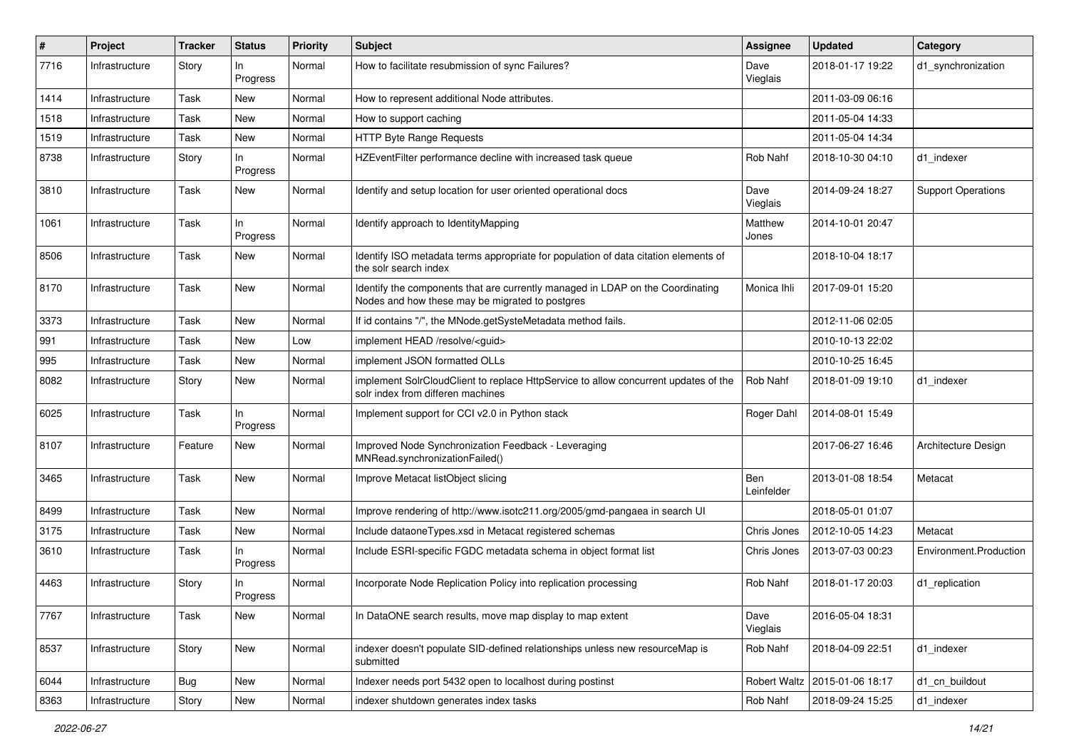| # | Project | Tracker | Status | Priority | Subject | Assignee | Updated | Category |
|---|---|---|---|---|---|---|---|---|
| 7716 | Infrastructure | Story | In Progress | Normal | How to facilitate resubmission of sync Failures? | Dave Vieglais | 2018-01-17 19:22 | d1_synchronization |
| 1414 | Infrastructure | Task | New | Normal | How to represent additional Node attributes. | | 2011-03-09 06:16 | |
| 1518 | Infrastructure | Task | New | Normal | How to support caching | | 2011-05-04 14:33 | |
| 1519 | Infrastructure | Task | New | Normal | HTTP Byte Range Requests | | 2011-05-04 14:34 | |
| 8738 | Infrastructure | Story | In Progress | Normal | HZEventFilter performance decline with increased task queue | Rob Nahf | 2018-10-30 04:10 | d1_indexer |
| 3810 | Infrastructure | Task | New | Normal | Identify and setup location for user oriented operational docs | Dave Vieglais | 2014-09-24 18:27 | Support Operations |
| 1061 | Infrastructure | Task | In Progress | Normal | Identify approach to IdentityMapping | Matthew Jones | 2014-10-01 20:47 | |
| 8506 | Infrastructure | Task | New | Normal | Identify ISO metadata terms appropriate for population of data citation elements of the solr search index | | 2018-10-04 18:17 | |
| 8170 | Infrastructure | Task | New | Normal | Identify the components that are currently managed in LDAP on the Coordinating Nodes and how these may be migrated to postgres | Monica Ihli | 2017-09-01 15:20 | |
| 3373 | Infrastructure | Task | New | Normal | If id contains "/", the MNode.getSysteMetadata method fails. | | 2012-11-06 02:05 | |
| 991 | Infrastructure | Task | New | Low | implement HEAD /resolve/<guid> | | 2010-10-13 22:02 | |
| 995 | Infrastructure | Task | New | Normal | implement JSON formatted OLLs | | 2010-10-25 16:45 | |
| 8082 | Infrastructure | Story | New | Normal | implement SolrCloudClient to replace HttpService to allow concurrent updates of the solr index from differen machines | Rob Nahf | 2018-01-09 19:10 | d1_indexer |
| 6025 | Infrastructure | Task | In Progress | Normal | Implement support for CCI v2.0 in Python stack | Roger Dahl | 2014-08-01 15:49 | |
| 8107 | Infrastructure | Feature | New | Normal | Improved Node Synchronization Feedback - Leveraging MNRead.synchronizationFailed() | | 2017-06-27 16:46 | Architecture Design |
| 3465 | Infrastructure | Task | New | Normal | Improve Metacat listObject slicing | Ben Leinfelder | 2013-01-08 18:54 | Metacat |
| 8499 | Infrastructure | Task | New | Normal | Improve rendering of http://www.isotc211.org/2005/gmd-pangaea in search UI | | 2018-05-01 01:07 | |
| 3175 | Infrastructure | Task | New | Normal | Include dataoneTypes.xsd in Metacat registered schemas | Chris Jones | 2012-10-05 14:23 | Metacat |
| 3610 | Infrastructure | Task | In Progress | Normal | Include ESRI-specific FGDC metadata schema in object format list | Chris Jones | 2013-07-03 00:23 | Environment.Production |
| 4463 | Infrastructure | Story | In Progress | Normal | Incorporate Node Replication Policy into replication processing | Rob Nahf | 2018-01-17 20:03 | d1_replication |
| 7767 | Infrastructure | Task | New | Normal | In DataONE search results, move map display to map extent | Dave Vieglais | 2016-05-04 18:31 | |
| 8537 | Infrastructure | Story | New | Normal | indexer doesn't populate SID-defined relationships unless new resourceMap is submitted | Rob Nahf | 2018-04-09 22:51 | d1_indexer |
| 6044 | Infrastructure | Bug | New | Normal | Indexer needs port 5432 open to localhost during postinst | Robert Waltz | 2015-01-06 18:17 | d1_cn_buildout |
| 8363 | Infrastructure | Story | New | Normal | indexer shutdown generates index tasks | Rob Nahf | 2018-09-24 15:25 | d1_indexer |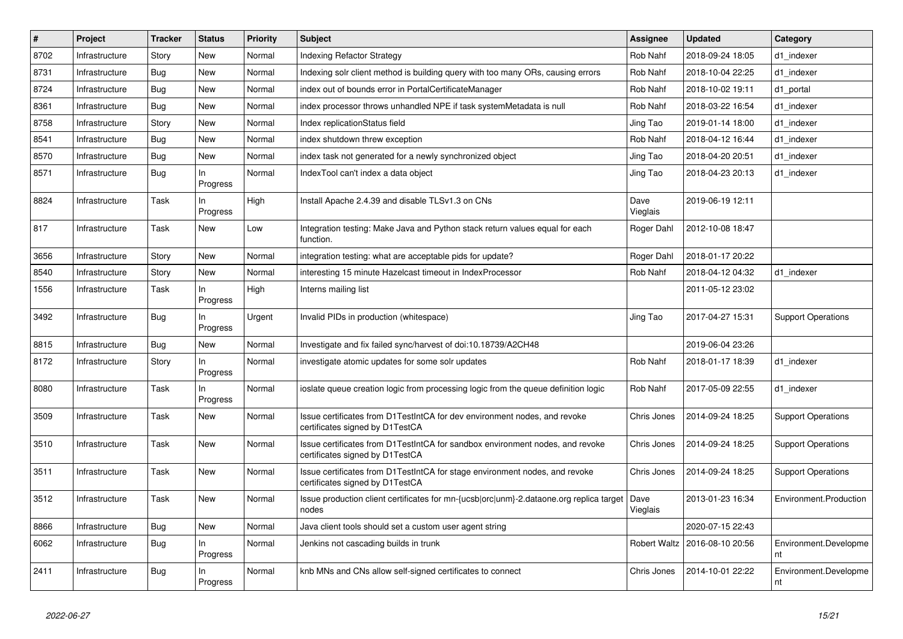| # | Project | Tracker | Status | Priority | Subject | Assignee | Updated | Category |
|---|---|---|---|---|---|---|---|---|
| 8702 | Infrastructure | Story | New | Normal | Indexing Refactor Strategy | Rob Nahf | 2018-09-24 18:05 | d1_indexer |
| 8731 | Infrastructure | Bug | New | Normal | Indexing solr client method is building query with too many ORs, causing errors | Rob Nahf | 2018-10-04 22:25 | d1_indexer |
| 8724 | Infrastructure | Bug | New | Normal | index out of bounds error in PortalCertificateManager | Rob Nahf | 2018-10-02 19:11 | d1_portal |
| 8361 | Infrastructure | Bug | New | Normal | index processor throws unhandled NPE if task systemMetadata is null | Rob Nahf | 2018-03-22 16:54 | d1_indexer |
| 8758 | Infrastructure | Story | New | Normal | Index replicationStatus field | Jing Tao | 2019-01-14 18:00 | d1_indexer |
| 8541 | Infrastructure | Bug | New | Normal | index shutdown threw exception | Rob Nahf | 2018-04-12 16:44 | d1_indexer |
| 8570 | Infrastructure | Bug | New | Normal | index task not generated for a newly synchronized object | Jing Tao | 2018-04-20 20:51 | d1_indexer |
| 8571 | Infrastructure | Bug | In Progress | Normal | IndexTool can't index a data object | Jing Tao | 2018-04-23 20:13 | d1_indexer |
| 8824 | Infrastructure | Task | In Progress | High | Install Apache 2.4.39 and disable TLSv1.3 on CNs | Dave Vieglais | 2019-06-19 12:11 | |
| 817 | Infrastructure | Task | New | Low | Integration testing: Make Java and Python stack return values equal for each function. | Roger Dahl | 2012-10-08 18:47 | |
| 3656 | Infrastructure | Story | New | Normal | integration testing: what are acceptable pids for update? | Roger Dahl | 2018-01-17 20:22 | |
| 8540 | Infrastructure | Story | New | Normal | interesting 15 minute Hazelcast timeout in IndexProcessor | Rob Nahf | 2018-04-12 04:32 | d1_indexer |
| 1556 | Infrastructure | Task | In Progress | High | Interns mailing list | | 2011-05-12 23:02 | |
| 3492 | Infrastructure | Bug | In Progress | Urgent | Invalid PIDs in production (whitespace) | Jing Tao | 2017-04-27 15:31 | Support Operations |
| 8815 | Infrastructure | Bug | New | Normal | Investigate and fix failed sync/harvest of doi:10.18739/A2CH48 | | 2019-06-04 23:26 | |
| 8172 | Infrastructure | Story | In Progress | Normal | investigate atomic updates for some solr updates | Rob Nahf | 2018-01-17 18:39 | d1_indexer |
| 8080 | Infrastructure | Task | In Progress | Normal | ioslate queue creation logic from processing logic from the queue definition logic | Rob Nahf | 2017-05-09 22:55 | d1_indexer |
| 3509 | Infrastructure | Task | New | Normal | Issue certificates from D1TestIntCA for dev environment nodes, and revoke certificates signed by D1TestCA | Chris Jones | 2014-09-24 18:25 | Support Operations |
| 3510 | Infrastructure | Task | New | Normal | Issue certificates from D1TestIntCA for sandbox environment nodes, and revoke certificates signed by D1TestCA | Chris Jones | 2014-09-24 18:25 | Support Operations |
| 3511 | Infrastructure | Task | New | Normal | Issue certificates from D1TestIntCA for stage environment nodes, and revoke certificates signed by D1TestCA | Chris Jones | 2014-09-24 18:25 | Support Operations |
| 3512 | Infrastructure | Task | New | Normal | Issue production client certificates for mn-{ucsb\|orc\|unm}-2.dataone.org replica target nodes | Dave Vieglais | 2013-01-23 16:34 | Environment.Production |
| 8866 | Infrastructure | Bug | New | Normal | Java client tools should set a custom user agent string | | 2020-07-15 22:43 | |
| 6062 | Infrastructure | Bug | In Progress | Normal | Jenkins not cascading builds in trunk | Robert Waltz | 2016-08-10 20:56 | Environment.Development |
| 2411 | Infrastructure | Bug | In Progress | Normal | knb MNs and CNs allow self-signed certificates to connect | Chris Jones | 2014-10-01 22:22 | Environment.Development |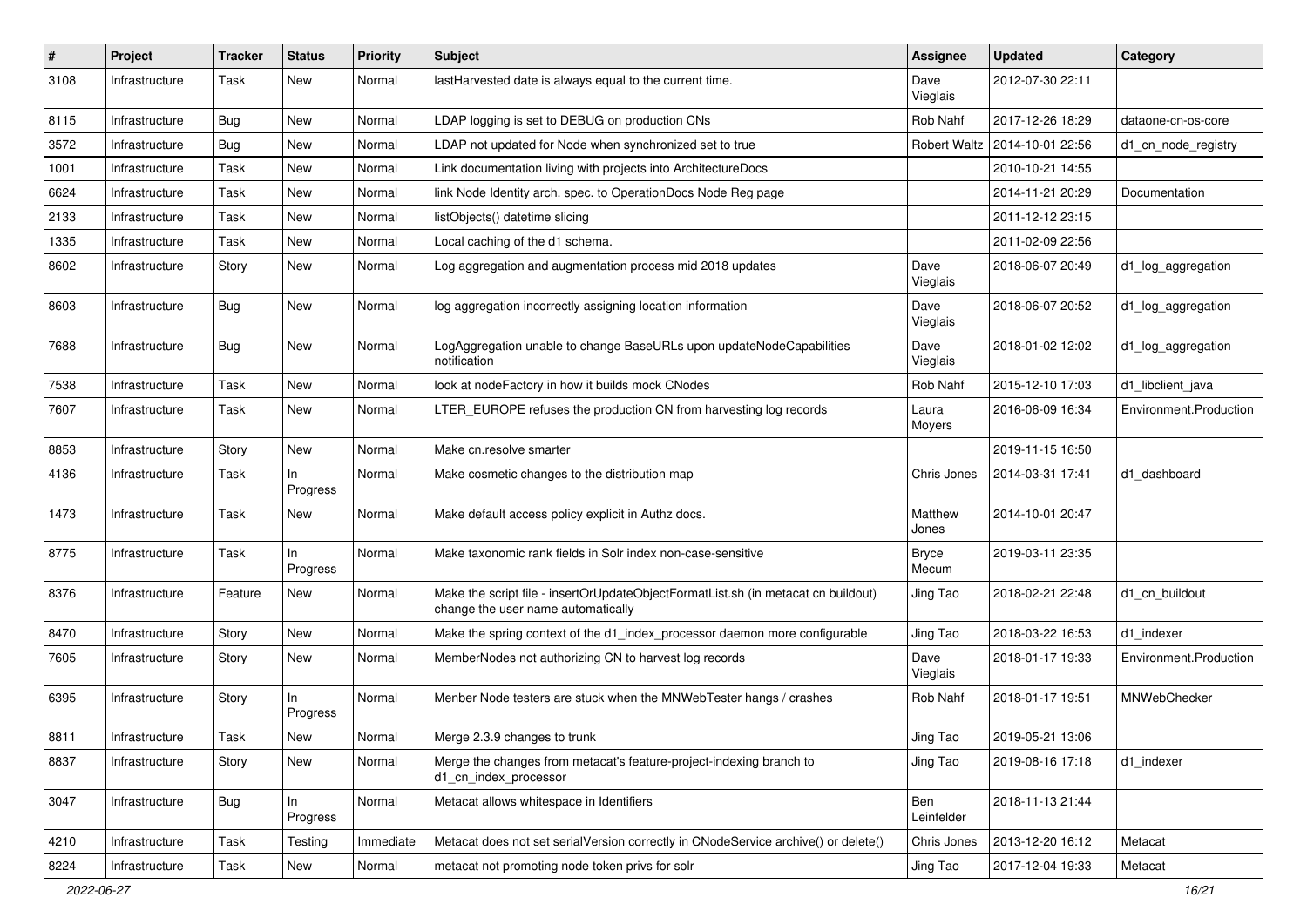| # | Project | Tracker | Status | Priority | Subject | Assignee | Updated | Category |
|---|---|---|---|---|---|---|---|---|
| 3108 | Infrastructure | Task | New | Normal | lastHarvested date is always equal to the current time. | Dave Vieglais | 2012-07-30 22:11 | |
| 8115 | Infrastructure | Bug | New | Normal | LDAP logging is set to DEBUG on production CNs | Rob Nahf | 2017-12-26 18:29 | dataone-cn-os-core |
| 3572 | Infrastructure | Bug | New | Normal | LDAP not updated for Node when synchronized set to true | Robert Waltz | 2014-10-01 22:56 | d1_cn_node_registry |
| 1001 | Infrastructure | Task | New | Normal | Link documentation living with projects into ArchitectureDocs | | 2010-10-21 14:55 | |
| 6624 | Infrastructure | Task | New | Normal | link Node Identity arch. spec. to OperationDocs Node Reg page | | 2014-11-21 20:29 | Documentation |
| 2133 | Infrastructure | Task | New | Normal | listObjects() datetime slicing | | 2011-12-12 23:15 | |
| 1335 | Infrastructure | Task | New | Normal | Local caching of the d1 schema. | | 2011-02-09 22:56 | |
| 8602 | Infrastructure | Story | New | Normal | Log aggregation and augmentation process mid 2018 updates | Dave Vieglais | 2018-06-07 20:49 | d1_log_aggregation |
| 8603 | Infrastructure | Bug | New | Normal | log aggregation incorrectly assigning location information | Dave Vieglais | 2018-06-07 20:52 | d1_log_aggregation |
| 7688 | Infrastructure | Bug | New | Normal | LogAggregation unable to change BaseURLs upon updateNodeCapabilities notification | Dave Vieglais | 2018-01-02 12:02 | d1_log_aggregation |
| 7538 | Infrastructure | Task | New | Normal | look at nodeFactory in how it builds mock CNodes | Rob Nahf | 2015-12-10 17:03 | d1_libclient_java |
| 7607 | Infrastructure | Task | New | Normal | LTER_EUROPE refuses the production CN from harvesting log records | Laura Moyers | 2016-06-09 16:34 | Environment.Production |
| 8853 | Infrastructure | Story | New | Normal | Make cn.resolve smarter | | 2019-11-15 16:50 | |
| 4136 | Infrastructure | Task | In Progress | Normal | Make cosmetic changes to the distribution map | Chris Jones | 2014-03-31 17:41 | d1_dashboard |
| 1473 | Infrastructure | Task | New | Normal | Make default access policy explicit in Authz docs. | Matthew Jones | 2014-10-01 20:47 | |
| 8775 | Infrastructure | Task | In Progress | Normal | Make taxonomic rank fields in Solr index non-case-sensitive | Bryce Mecum | 2019-03-11 23:35 | |
| 8376 | Infrastructure | Feature | New | Normal | Make the script file - insertOrUpdateObjectFormatList.sh (in metacat cn buildout) change the user name automatically | Jing Tao | 2018-02-21 22:48 | d1_cn_buildout |
| 8470 | Infrastructure | Story | New | Normal | Make the spring context of the d1_index_processor daemon more configurable | Jing Tao | 2018-03-22 16:53 | d1_indexer |
| 7605 | Infrastructure | Story | New | Normal | MemberNodes not authorizing CN to harvest log records | Dave Vieglais | 2018-01-17 19:33 | Environment.Production |
| 6395 | Infrastructure | Story | In Progress | Normal | Menber Node testers are stuck when the MNWebTester hangs / crashes | Rob Nahf | 2018-01-17 19:51 | MNWebChecker |
| 8811 | Infrastructure | Task | New | Normal | Merge 2.3.9 changes to trunk | Jing Tao | 2019-05-21 13:06 | |
| 8837 | Infrastructure | Story | New | Normal | Merge the changes from metacat's feature-project-indexing branch to d1_cn_index_processor | Jing Tao | 2019-08-16 17:18 | d1_indexer |
| 3047 | Infrastructure | Bug | In Progress | Normal | Metacat allows whitespace in Identifiers | Ben Leinfelder | 2018-11-13 21:44 | |
| 4210 | Infrastructure | Task | Testing | Immediate | Metacat does not set serialVersion correctly in CNodeService archive() or delete() | Chris Jones | 2013-12-20 16:12 | Metacat |
| 8224 | Infrastructure | Task | New | Normal | metacat not promoting node token privs for solr | Jing Tao | 2017-12-04 19:33 | Metacat |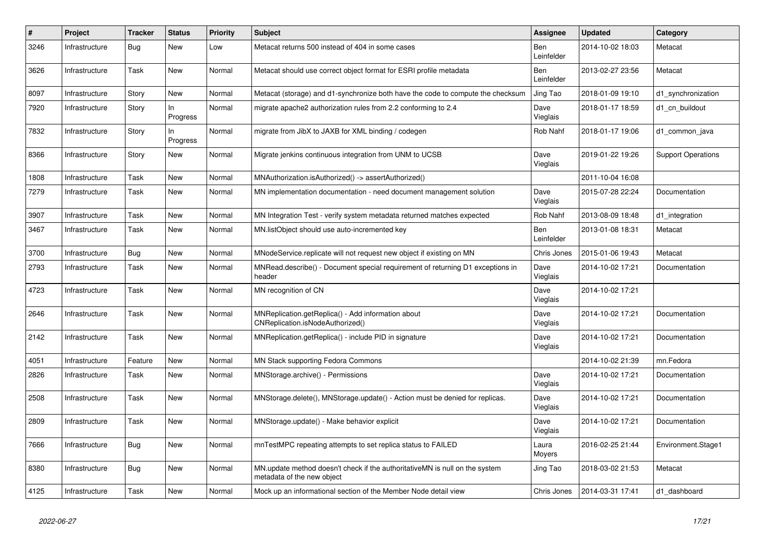| # | Project | Tracker | Status | Priority | Subject | Assignee | Updated | Category |
|---|---|---|---|---|---|---|---|---|
| 3246 | Infrastructure | Bug | New | Low | Metacat returns 500 instead of 404 in some cases | Ben Leinfelder | 2014-10-02 18:03 | Metacat |
| 3626 | Infrastructure | Task | New | Normal | Metacat should use correct object format for ESRI profile metadata | Ben Leinfelder | 2013-02-27 23:56 | Metacat |
| 8097 | Infrastructure | Story | New | Normal | Metacat (storage) and d1-synchronize both have the code to compute the checksum | Jing Tao | 2018-01-09 19:10 | d1_synchronization |
| 7920 | Infrastructure | Story | In Progress | Normal | migrate apache2 authorization rules from 2.2 conforming to 2.4 | Dave Vieglais | 2018-01-17 18:59 | d1_cn_buildout |
| 7832 | Infrastructure | Story | In Progress | Normal | migrate from JibX to JAXB for XML binding / codegen | Rob Nahf | 2018-01-17 19:06 | d1_common_java |
| 8366 | Infrastructure | Story | New | Normal | Migrate jenkins continuous integration from UNM to UCSB | Dave Vieglais | 2019-01-22 19:26 | Support Operations |
| 1808 | Infrastructure | Task | New | Normal | MNAuthorization.isAuthorized() -> assertAuthorized() | | 2011-10-04 16:08 | |
| 7279 | Infrastructure | Task | New | Normal | MN implementation documentation - need document management solution | Dave Vieglais | 2015-07-28 22:24 | Documentation |
| 3907 | Infrastructure | Task | New | Normal | MN Integration Test - verify system metadata returned matches expected | Rob Nahf | 2013-08-09 18:48 | d1_integration |
| 3467 | Infrastructure | Task | New | Normal | MN.listObject should use auto-incremented key | Ben Leinfelder | 2013-01-08 18:31 | Metacat |
| 3700 | Infrastructure | Bug | New | Normal | MNodeService.replicate will not request new object if existing on MN | Chris Jones | 2015-01-06 19:43 | Metacat |
| 2793 | Infrastructure | Task | New | Normal | MNRead.describe() - Document special requirement of returning D1 exceptions in header | Dave Vieglais | 2014-10-02 17:21 | Documentation |
| 4723 | Infrastructure | Task | New | Normal | MN recognition of CN | Dave Vieglais | 2014-10-02 17:21 | |
| 2646 | Infrastructure | Task | New | Normal | MNReplication.getReplica() - Add information about CNReplication.isNodeAuthorized() | Dave Vieglais | 2014-10-02 17:21 | Documentation |
| 2142 | Infrastructure | Task | New | Normal | MNReplication.getReplica() - include PID in signature | Dave Vieglais | 2014-10-02 17:21 | Documentation |
| 4051 | Infrastructure | Feature | New | Normal | MN Stack supporting Fedora Commons | | 2014-10-02 21:39 | mn.Fedora |
| 2826 | Infrastructure | Task | New | Normal | MNStorage.archive() - Permissions | Dave Vieglais | 2014-10-02 17:21 | Documentation |
| 2508 | Infrastructure | Task | New | Normal | MNStorage.delete(), MNStorage.update() - Action must be denied for replicas. | Dave Vieglais | 2014-10-02 17:21 | Documentation |
| 2809 | Infrastructure | Task | New | Normal | MNStorage.update() - Make behavior explicit | Dave Vieglais | 2014-10-02 17:21 | Documentation |
| 7666 | Infrastructure | Bug | New | Normal | mnTestMPC repeating attempts to set replica status to FAILED | Laura Moyers | 2016-02-25 21:44 | Environment.Stage1 |
| 8380 | Infrastructure | Bug | New | Normal | MN.update method doesn't check if the authoritativeMN is null on the system metadata of the new object | Jing Tao | 2018-03-02 21:53 | Metacat |
| 4125 | Infrastructure | Task | New | Normal | Mock up an informational section of the Member Node detail view | Chris Jones | 2014-03-31 17:41 | d1_dashboard |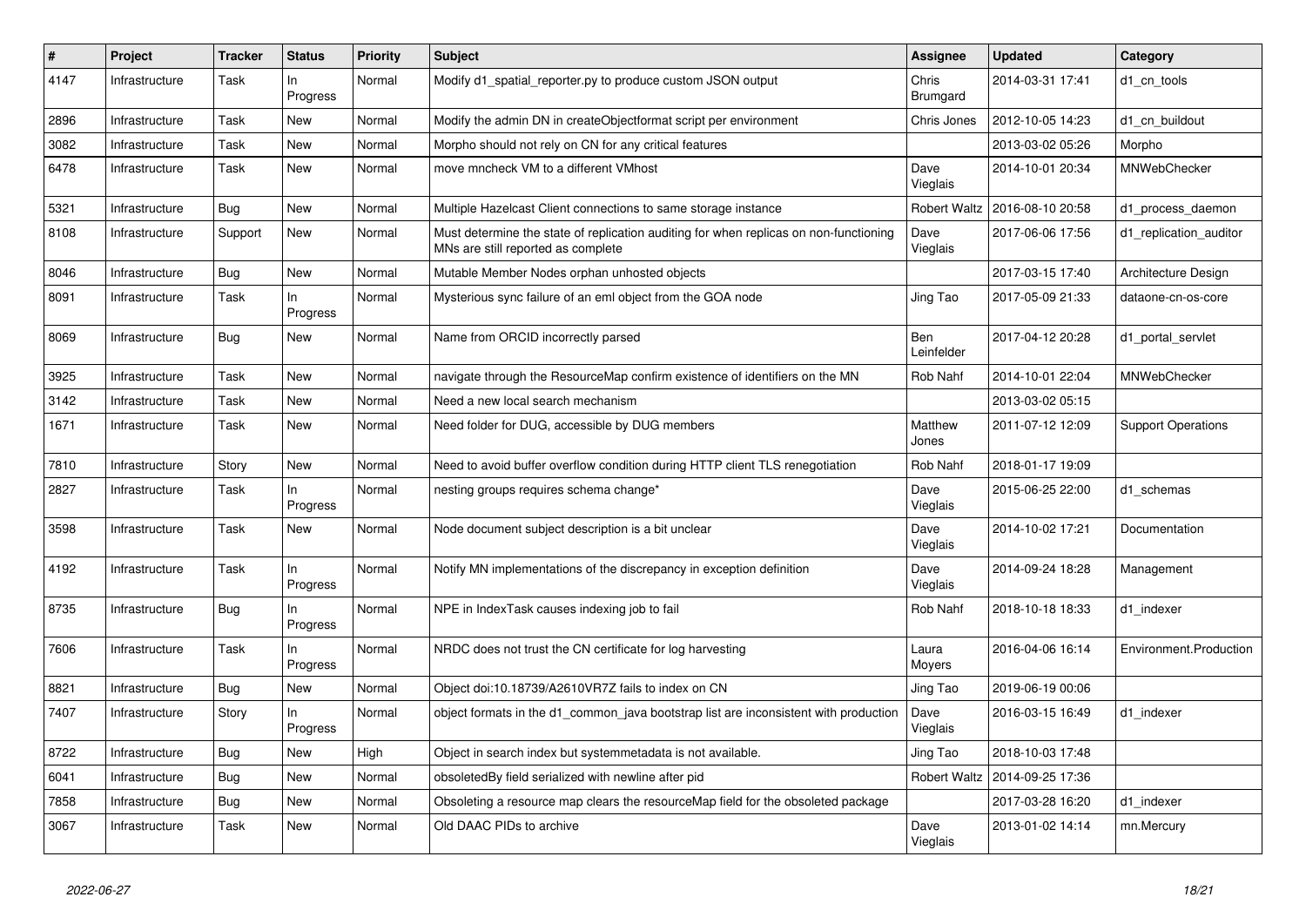| # | Project | Tracker | Status | Priority | Subject | Assignee | Updated | Category |
|---|---|---|---|---|---|---|---|---|
| 4147 | Infrastructure | Task | In Progress | Normal | Modify d1_spatial_reporter.py to produce custom JSON output | Chris Brumgard | 2014-03-31 17:41 | d1_cn_tools |
| 2896 | Infrastructure | Task | New | Normal | Modify the admin DN in createObjectformat script per environment | Chris Jones | 2012-10-05 14:23 | d1_cn_buildout |
| 3082 | Infrastructure | Task | New | Normal | Morpho should not rely on CN for any critical features | | 2013-03-02 05:26 | Morpho |
| 6478 | Infrastructure | Task | New | Normal | move mncheck VM to a different VMhost | Dave Vieglais | 2014-10-01 20:34 | MNWebChecker |
| 5321 | Infrastructure | Bug | New | Normal | Multiple Hazelcast Client connections to same storage instance | Robert Waltz | 2016-08-10 20:58 | d1_process_daemon |
| 8108 | Infrastructure | Support | New | Normal | Must determine the state of replication auditing for when replicas on non-functioning MNs are still reported as complete | Dave Vieglais | 2017-06-06 17:56 | d1_replication_auditor |
| 8046 | Infrastructure | Bug | New | Normal | Mutable Member Nodes orphan unhosted objects | | 2017-03-15 17:40 | Architecture Design |
| 8091 | Infrastructure | Task | In Progress | Normal | Mysterious sync failure of an eml object from the GOA node | Jing Tao | 2017-05-09 21:33 | dataone-cn-os-core |
| 8069 | Infrastructure | Bug | New | Normal | Name from ORCID incorrectly parsed | Ben Leinfelder | 2017-04-12 20:28 | d1_portal_servlet |
| 3925 | Infrastructure | Task | New | Normal | navigate through the ResourceMap confirm existence of identifiers on the MN | Rob Nahf | 2014-10-01 22:04 | MNWebChecker |
| 3142 | Infrastructure | Task | New | Normal | Need a new local search mechanism | | 2013-03-02 05:15 | |
| 1671 | Infrastructure | Task | New | Normal | Need folder for DUG, accessible by DUG members | Matthew Jones | 2011-07-12 12:09 | Support Operations |
| 7810 | Infrastructure | Story | New | Normal | Need to avoid buffer overflow condition during HTTP client TLS renegotiation | Rob Nahf | 2018-01-17 19:09 | |
| 2827 | Infrastructure | Task | In Progress | Normal | nesting groups requires schema change* | Dave Vieglais | 2015-06-25 22:00 | d1_schemas |
| 3598 | Infrastructure | Task | New | Normal | Node document subject description is a bit unclear | Dave Vieglais | 2014-10-02 17:21 | Documentation |
| 4192 | Infrastructure | Task | In Progress | Normal | Notify MN implementations of the discrepancy in exception definition | Dave Vieglais | 2014-09-24 18:28 | Management |
| 8735 | Infrastructure | Bug | In Progress | Normal | NPE in IndexTask causes indexing job to fail | Rob Nahf | 2018-10-18 18:33 | d1_indexer |
| 7606 | Infrastructure | Task | In Progress | Normal | NRDC does not trust the CN certificate for log harvesting | Laura Moyers | 2016-04-06 16:14 | Environment.Production |
| 8821 | Infrastructure | Bug | New | Normal | Object doi:10.18739/A2610VR7Z fails to index on CN | Jing Tao | 2019-06-19 00:06 | |
| 7407 | Infrastructure | Story | In Progress | Normal | object formats in the d1_common_java bootstrap list are inconsistent with production | Dave Vieglais | 2016-03-15 16:49 | d1_indexer |
| 8722 | Infrastructure | Bug | New | High | Object in search index but systemmetadata is not available. | Jing Tao | 2018-10-03 17:48 | |
| 6041 | Infrastructure | Bug | New | Normal | obsoletedBy field serialized with newline after pid | Robert Waltz | 2014-09-25 17:36 | |
| 7858 | Infrastructure | Bug | New | Normal | Obsoleting a resource map clears the resourceMap field for the obsoleted package | | 2017-03-28 16:20 | d1_indexer |
| 3067 | Infrastructure | Task | New | Normal | Old DAAC PIDs to archive | Dave Vieglais | 2013-01-02 14:14 | mn.Mercury |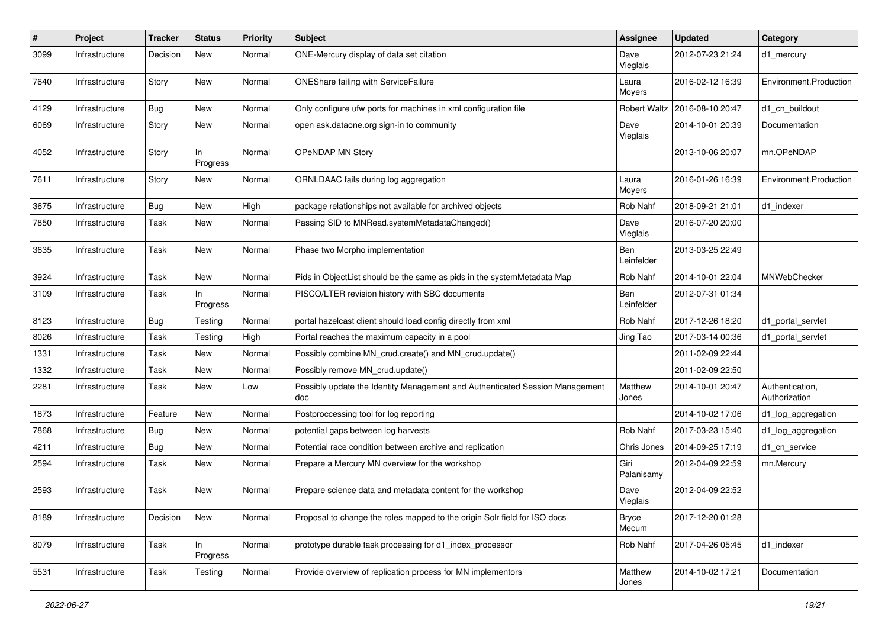| # | Project | Tracker | Status | Priority | Subject | Assignee | Updated | Category |
|---|---|---|---|---|---|---|---|---|
| 3099 | Infrastructure | Decision | New | Normal | ONE-Mercury display of data set citation | Dave Vieglais | 2012-07-23 21:24 | d1_mercury |
| 7640 | Infrastructure | Story | New | Normal | ONEShare failing with ServiceFailure | Laura Moyers | 2016-02-12 16:39 | Environment.Production |
| 4129 | Infrastructure | Bug | New | Normal | Only configure ufw ports for machines in xml configuration file | Robert Waltz | 2016-08-10 20:47 | d1_cn_buildout |
| 6069 | Infrastructure | Story | New | Normal | open ask.dataone.org sign-in to community | Dave Vieglais | 2014-10-01 20:39 | Documentation |
| 4052 | Infrastructure | Story | In Progress | Normal | OPeNDAP MN Story | | 2013-10-06 20:07 | mn.OPeNDAP |
| 7611 | Infrastructure | Story | New | Normal | ORNLDAAC fails during log aggregation | Laura Moyers | 2016-01-26 16:39 | Environment.Production |
| 3675 | Infrastructure | Bug | New | High | package relationships not available for archived objects | Rob Nahf | 2018-09-21 21:01 | d1_indexer |
| 7850 | Infrastructure | Task | New | Normal | Passing SID to MNRead.systemMetadataChanged() | Dave Vieglais | 2016-07-20 20:00 | |
| 3635 | Infrastructure | Task | New | Normal | Phase two Morpho implementation | Ben Leinfelder | 2013-03-25 22:49 | |
| 3924 | Infrastructure | Task | New | Normal | Pids in ObjectList should be the same as pids in the systemMetadata Map | Rob Nahf | 2014-10-01 22:04 | MNWebChecker |
| 3109 | Infrastructure | Task | In Progress | Normal | PISCO/LTER revision history with SBC documents | Ben Leinfelder | 2012-07-31 01:34 | |
| 8123 | Infrastructure | Bug | Testing | Normal | portal hazelcast client should load config directly from xml | Rob Nahf | 2017-12-26 18:20 | d1_portal_servlet |
| 8026 | Infrastructure | Task | Testing | High | Portal reaches the maximum capacity in a pool | Jing Tao | 2017-03-14 00:36 | d1_portal_servlet |
| 1331 | Infrastructure | Task | New | Normal | Possibly combine MN_crud.create() and MN_crud.update() | | 2011-02-09 22:44 | |
| 1332 | Infrastructure | Task | New | Normal | Possibly remove MN_crud.update() | | 2011-02-09 22:50 | |
| 2281 | Infrastructure | Task | New | Low | Possibly update the Identity Management and Authenticated Session Management doc | Matthew Jones | 2014-10-01 20:47 | Authentication, Authorization |
| 1873 | Infrastructure | Feature | New | Normal | Postproccessing tool for log reporting | | 2014-10-02 17:06 | d1_log_aggregation |
| 7868 | Infrastructure | Bug | New | Normal | potential gaps between log harvests | Rob Nahf | 2017-03-23 15:40 | d1_log_aggregation |
| 4211 | Infrastructure | Bug | New | Normal | Potential race condition between archive and replication | Chris Jones | 2014-09-25 17:19 | d1_cn_service |
| 2594 | Infrastructure | Task | New | Normal | Prepare a Mercury MN overview for the workshop | Giri Palanisamy | 2012-04-09 22:59 | mn.Mercury |
| 2593 | Infrastructure | Task | New | Normal | Prepare science data and metadata content for the workshop | Dave Vieglais | 2012-04-09 22:52 | |
| 8189 | Infrastructure | Decision | New | Normal | Proposal to change the roles mapped to the origin Solr field for ISO docs | Bryce Mecum | 2017-12-20 01:28 | |
| 8079 | Infrastructure | Task | In Progress | Normal | prototype durable task processing for d1_index_processor | Rob Nahf | 2017-04-26 05:45 | d1_indexer |
| 5531 | Infrastructure | Task | Testing | Normal | Provide overview of replication process for MN implementors | Matthew Jones | 2014-10-02 17:21 | Documentation |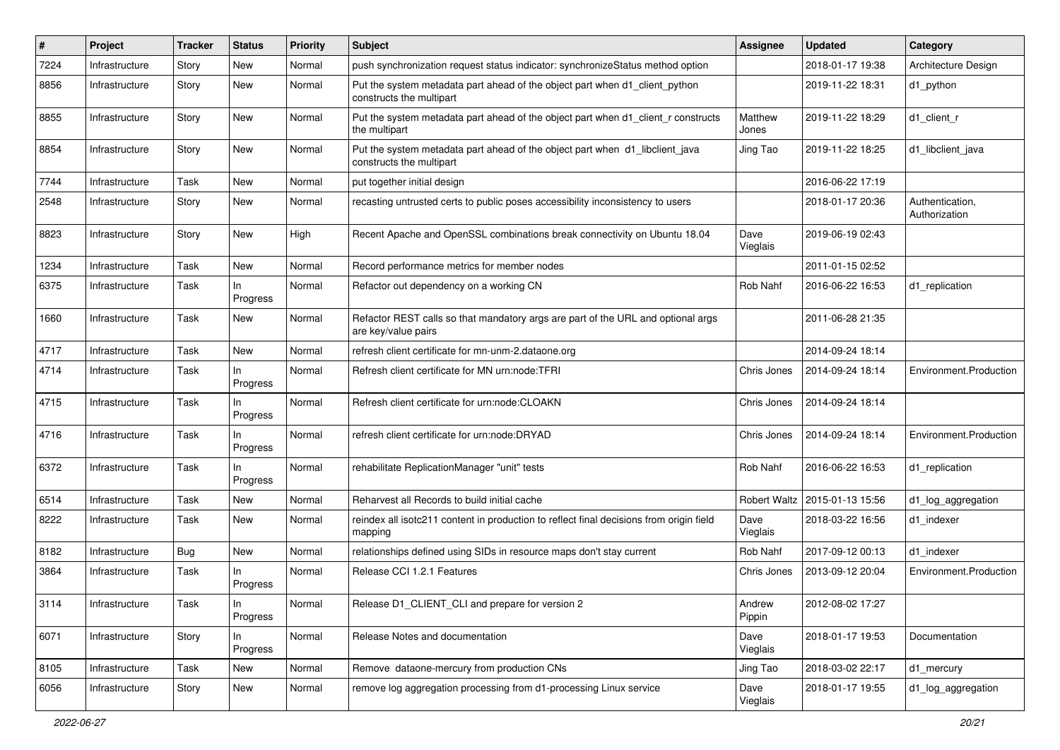| # | Project | Tracker | Status | Priority | Subject | Assignee | Updated | Category |
|---|---|---|---|---|---|---|---|---|
| 7224 | Infrastructure | Story | New | Normal | push synchronization request status indicator: synchronizeStatus method option | | 2018-01-17 19:38 | Architecture Design |
| 8856 | Infrastructure | Story | New | Normal | Put the system metadata part ahead of the object part when d1_client_python constructs the multipart | | 2019-11-22 18:31 | d1_python |
| 8855 | Infrastructure | Story | New | Normal | Put the system metadata part ahead of the object part when d1_client_r constructs the multipart | Matthew Jones | 2019-11-22 18:29 | d1_client_r |
| 8854 | Infrastructure | Story | New | Normal | Put the system metadata part ahead of the object part when d1_libclient_java constructs the multipart | Jing Tao | 2019-11-22 18:25 | d1_libclient_java |
| 7744 | Infrastructure | Task | New | Normal | put together initial design | | 2016-06-22 17:19 | |
| 2548 | Infrastructure | Story | New | Normal | recasting untrusted certs to public poses accessibility inconsistency to users | | 2018-01-17 20:36 | Authentication, Authorization |
| 8823 | Infrastructure | Story | New | High | Recent Apache and OpenSSL combinations break connectivity on Ubuntu 18.04 | Dave Vieglais | 2019-06-19 02:43 | |
| 1234 | Infrastructure | Task | New | Normal | Record performance metrics for member nodes | | 2011-01-15 02:52 | |
| 6375 | Infrastructure | Task | In Progress | Normal | Refactor out dependency on a working CN | Rob Nahf | 2016-06-22 16:53 | d1_replication |
| 1660 | Infrastructure | Task | New | Normal | Refactor REST calls so that mandatory args are part of the URL and optional args are key/value pairs | | 2011-06-28 21:35 | |
| 4717 | Infrastructure | Task | New | Normal | refresh client certificate for mn-unm-2.dataone.org | | 2014-09-24 18:14 | |
| 4714 | Infrastructure | Task | In Progress | Normal | Refresh client certificate for MN urn:node:TFRI | Chris Jones | 2014-09-24 18:14 | Environment.Production |
| 4715 | Infrastructure | Task | In Progress | Normal | Refresh client certificate for urn:node:CLOAKN | Chris Jones | 2014-09-24 18:14 | |
| 4716 | Infrastructure | Task | In Progress | Normal | refresh client certificate for urn:node:DRYAD | Chris Jones | 2014-09-24 18:14 | Environment.Production |
| 6372 | Infrastructure | Task | In Progress | Normal | rehabilitate ReplicationManager "unit" tests | Rob Nahf | 2016-06-22 16:53 | d1_replication |
| 6514 | Infrastructure | Task | New | Normal | Reharvest all Records to build initial cache | Robert Waltz | 2015-01-13 15:56 | d1_log_aggregation |
| 8222 | Infrastructure | Task | New | Normal | reindex all isotc211 content in production to reflect final decisions from origin field mapping | Dave Vieglais | 2018-03-22 16:56 | d1_indexer |
| 8182 | Infrastructure | Bug | New | Normal | relationships defined using SIDs in resource maps don't stay current | Rob Nahf | 2017-09-12 00:13 | d1_indexer |
| 3864 | Infrastructure | Task | In Progress | Normal | Release CCI 1.2.1 Features | Chris Jones | 2013-09-12 20:04 | Environment.Production |
| 3114 | Infrastructure | Task | In Progress | Normal | Release D1_CLIENT_CLI and prepare for version 2 | Andrew Pippin | 2012-08-02 17:27 | |
| 6071 | Infrastructure | Story | In Progress | Normal | Release Notes and documentation | Dave Vieglais | 2018-01-17 19:53 | Documentation |
| 8105 | Infrastructure | Task | New | Normal | Remove dataone-mercury from production CNs | Jing Tao | 2018-03-02 22:17 | d1_mercury |
| 6056 | Infrastructure | Story | New | Normal | remove log aggregation processing from d1-processing Linux service | Dave Vieglais | 2018-01-17 19:55 | d1_log_aggregation |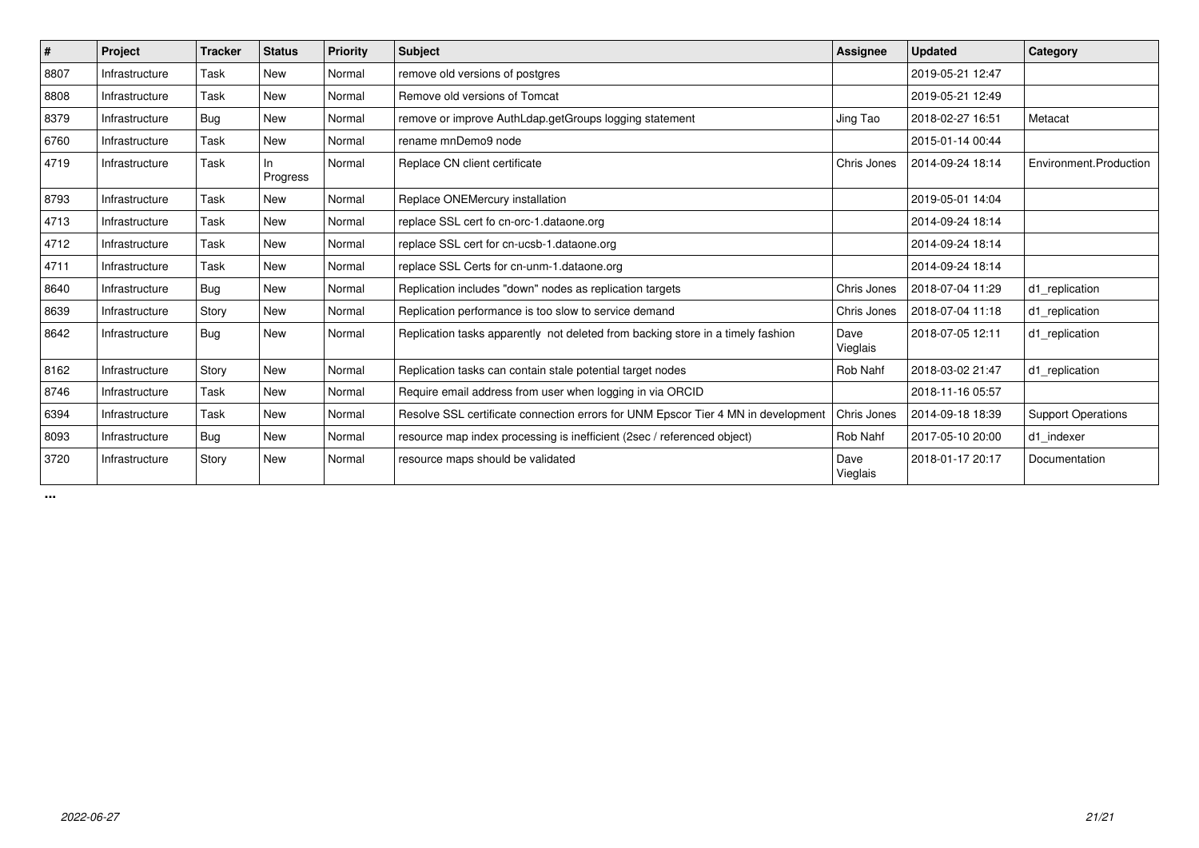| # | Project | Tracker | Status | Priority | Subject | Assignee | Updated | Category |
|---|---|---|---|---|---|---|---|---|
| 8807 | Infrastructure | Task | New | Normal | remove old versions of postgres | | 2019-05-21 12:47 | |
| 8808 | Infrastructure | Task | New | Normal | Remove old versions of Tomcat | | 2019-05-21 12:49 | |
| 8379 | Infrastructure | Bug | New | Normal | remove or improve AuthLdap.getGroups logging statement | Jing Tao | 2018-02-27 16:51 | Metacat |
| 6760 | Infrastructure | Task | New | Normal | rename mnDemo9 node | | 2015-01-14 00:44 | |
| 4719 | Infrastructure | Task | In Progress | Normal | Replace CN client certificate | Chris Jones | 2014-09-24 18:14 | Environment.Production |
| 8793 | Infrastructure | Task | New | Normal | Replace ONEMercury installation | | 2019-05-01 14:04 | |
| 4713 | Infrastructure | Task | New | Normal | replace SSL cert fo cn-orc-1.dataone.org | | 2014-09-24 18:14 | |
| 4712 | Infrastructure | Task | New | Normal | replace SSL cert for cn-ucsb-1.dataone.org | | 2014-09-24 18:14 | |
| 4711 | Infrastructure | Task | New | Normal | replace SSL Certs for cn-unm-1.dataone.org | | 2014-09-24 18:14 | |
| 8640 | Infrastructure | Bug | New | Normal | Replication includes "down" nodes as replication targets | Chris Jones | 2018-07-04 11:29 | d1_replication |
| 8639 | Infrastructure | Story | New | Normal | Replication performance is too slow to service demand | Chris Jones | 2018-07-04 11:18 | d1_replication |
| 8642 | Infrastructure | Bug | New | Normal | Replication tasks apparently not deleted from backing store in a timely fashion | Dave Vieglais | 2018-07-05 12:11 | d1_replication |
| 8162 | Infrastructure | Story | New | Normal | Replication tasks can contain stale potential target nodes | Rob Nahf | 2018-03-02 21:47 | d1_replication |
| 8746 | Infrastructure | Task | New | Normal | Require email address from user when logging in via ORCID | | 2018-11-16 05:57 | |
| 6394 | Infrastructure | Task | New | Normal | Resolve SSL certificate connection errors for UNM Epscor Tier 4 MN in development | Chris Jones | 2014-09-18 18:39 | Support Operations |
| 8093 | Infrastructure | Bug | New | Normal | resource map index processing is inefficient (2sec / referenced object) | Rob Nahf | 2017-05-10 20:00 | d1_indexer |
| 3720 | Infrastructure | Story | New | Normal | resource maps should be validated | Dave Vieglais | 2018-01-17 20:17 | Documentation |

...